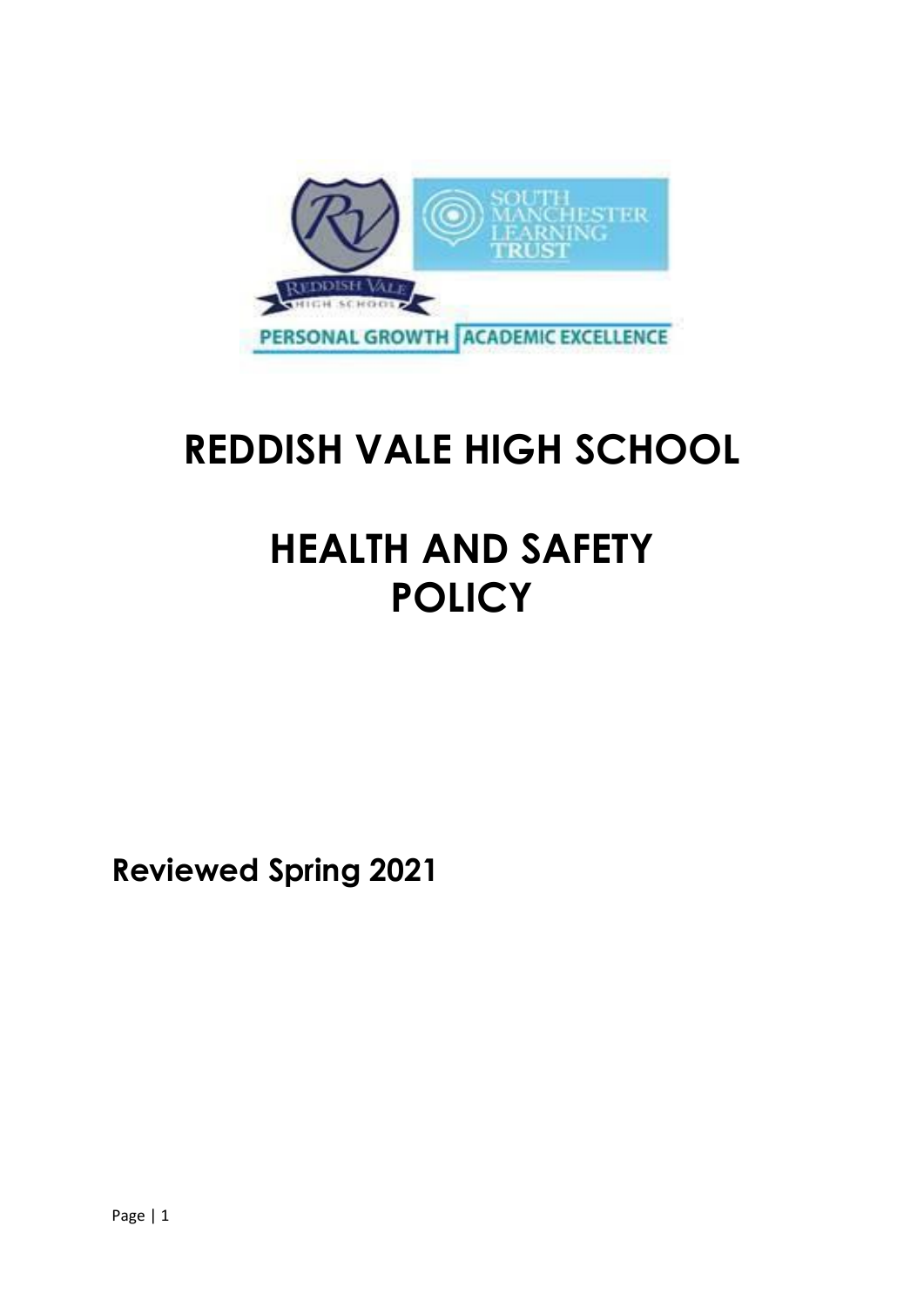# REDDISH VALE HIGH SCHOOL

# HEALTH AND SAFETY POLICY

**Reviewed Spring 2021**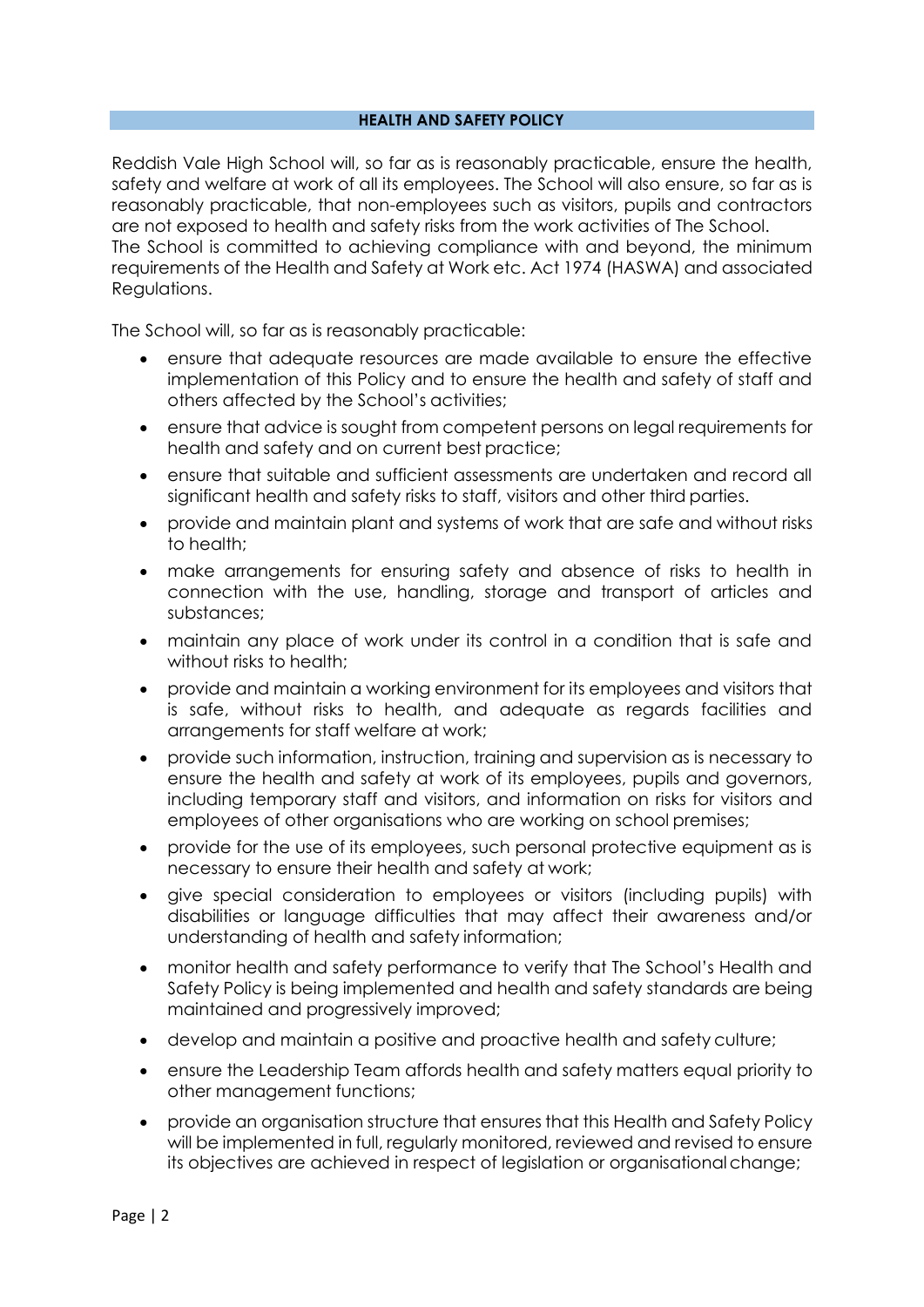## HEALTH AND SAFETY POLICY

Reddish Vale High School will, so far as is reasonably practicable, ensure the health, safety and welfare at work of all its employees. The School will also ensure, so far as is reasonably practicable, that non-employees such as visitors, pupils and contractors are not exposed to health and safety risks from the work activities of The School.
The School is committed to achieving compliance with and beyond, the minimum requirements of the Health and Safety at Work etc. Act 1974 (HASWA) and associated Regulations.

The School will, so far as is reasonably practicable:

- ensure that adequate resources are made available to ensure the effective implementation of this Policy and to ensure the health and safety of staff and others affected by the School's activities;
- ensure that advice is sought from competent persons on legal requirements for health and safety and on current best practice;
- ensure that suitable and sufficient assessments are undertaken and record all significant health and safety risks to staff, visitors and other third parties.
- provide and maintain plant and systems of work that are safe and without risks to health;
- make arrangements for ensuring safety and absence of risks to health in connection with the use, handling, storage and transport of articles and substances;
- maintain any place of work under its control in a condition that is safe and without risks to health;
- provide and maintain a working environment for its employees and visitors that is safe, without risks to health, and adequate as regards facilities and arrangements for staff welfare at work;
- provide such information, instruction, training and supervision as is necessary to ensure the health and safety at work of its employees, pupils and governors, including temporary staff and visitors, and information on risks for visitors and employees of other organisations who are working on school premises;
- provide for the use of its employees, such personal protective equipment as is necessary to ensure their health and safety at work;
- give special consideration to employees or visitors (including pupils) with disabilities or language difficulties that may affect their awareness and/or understanding of health and safety information;
- monitor health and safety performance to verify that The School's Health and Safety Policy is being implemented and health and safety standards are being maintained and progressively improved;
- develop and maintain a positive and proactive health and safety culture;
- ensure the Leadership Team affords health and safety matters equal priority to other management functions;
- provide an organisation structure that ensures that this Health and Safety Policy will be implemented in full, regularly monitored, reviewed and revised to ensure its objectives are achieved in respect of legislation or organisational change;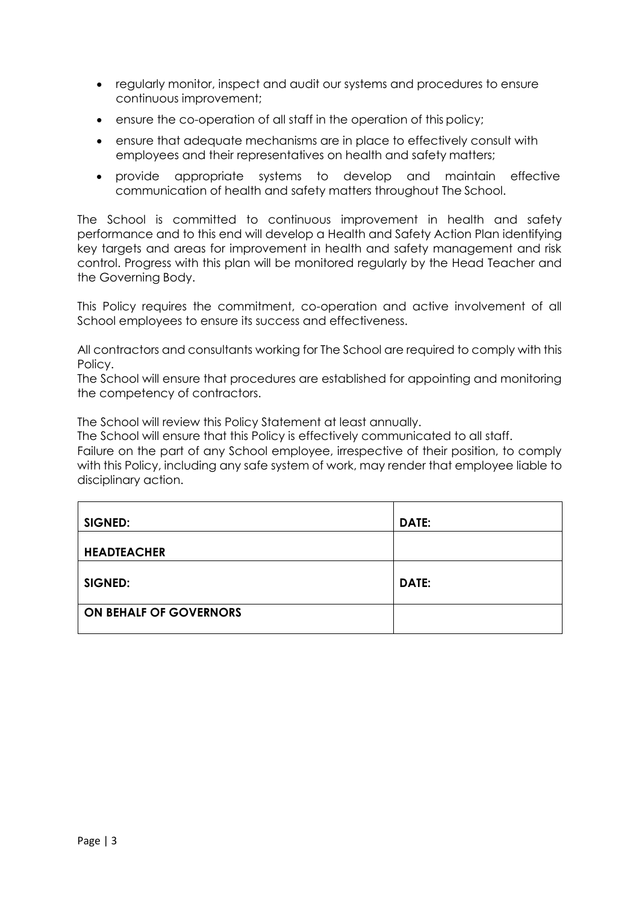- regularly monitor, inspect and audit our systems and procedures to ensure continuous improvement;
- ensure the co-operation of all staff in the operation of this policy;
- ensure that adequate mechanisms are in place to effectively consult with employees and their representatives on health and safety matters;
- provide appropriate systems to develop and maintain effective communication of health and safety matters throughout The School.

The School is committed to continuous improvement in health and safety performance and to this end will develop a Health and Safety Action Plan identifying key targets and areas for improvement in health and safety management and risk control. Progress with this plan will be monitored regularly by the Head Teacher and the Governing Body.

This Policy requires the commitment, co-operation and active involvement of all School employees to ensure its success and effectiveness.

All contractors and consultants working for The School are required to comply with this Policy.
The School will ensure that procedures are established for appointing and monitoring the competency of contractors.

The School will review this Policy Statement at least annually.
The School will ensure that this Policy is effectively communicated to all staff.
Failure on the part of any School employee, irrespective of their position, to comply with this Policy, including any safe system of work, may render that employee liable to disciplinary action.

| **SIGNED:** | **DATE:** |
|---|---|
| **HEADTEACHER** | |
| **SIGNED:** | **DATE:** |
| **ON BEHALF OF GOVERNORS** | |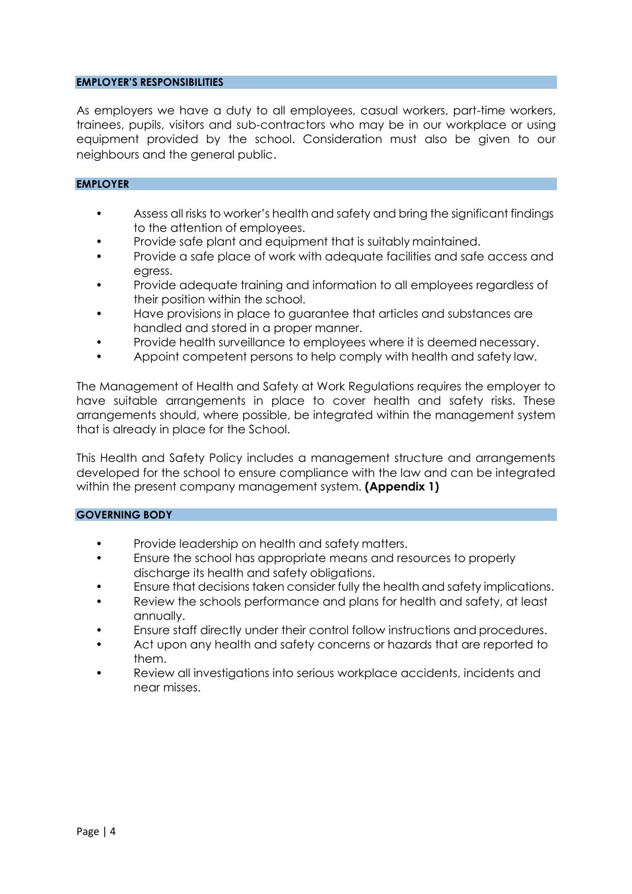## EMPLOYER'S RESPONSIBILITIES

As employers we have a duty to all employees, casual workers, part-time workers, trainees, pupils, visitors and sub-contractors who may be in our workplace or using equipment provided by the school. Consideration must also be given to our neighbours and the general public.

## EMPLOYER

- Assess all risks to worker's health and safety and bring the significant findings to the attention of employees.
- Provide safe plant and equipment that is suitably maintained.
- Provide a safe place of work with adequate facilities and safe access and egress.
- Provide adequate training and information to all employees regardless of their position within the school.
- Have provisions in place to guarantee that articles and substances are handled and stored in a proper manner.
- Provide health surveillance to employees where it is deemed necessary.
- Appoint competent persons to help comply with health and safety law.

The Management of Health and Safety at Work Regulations requires the employer to have suitable arrangements in place to cover health and safety risks. These arrangements should, where possible, be integrated within the management system that is already in place for the School.

This Health and Safety Policy includes a management structure and arrangements developed for the school to ensure compliance with the law and can be integrated within the present company management system. **(Appendix 1)**

## GOVERNING BODY

- Provide leadership on health and safety matters.
- Ensure the school has appropriate means and resources to properly discharge its health and safety obligations.
- Ensure that decisions taken consider fully the health and safety implications.
- Review the schools performance and plans for health and safety, at least annually.
- Ensure staff directly under their control follow instructions and procedures.
- Act upon any health and safety concerns or hazards that are reported to them.
- Review all investigations into serious workplace accidents, incidents and near misses.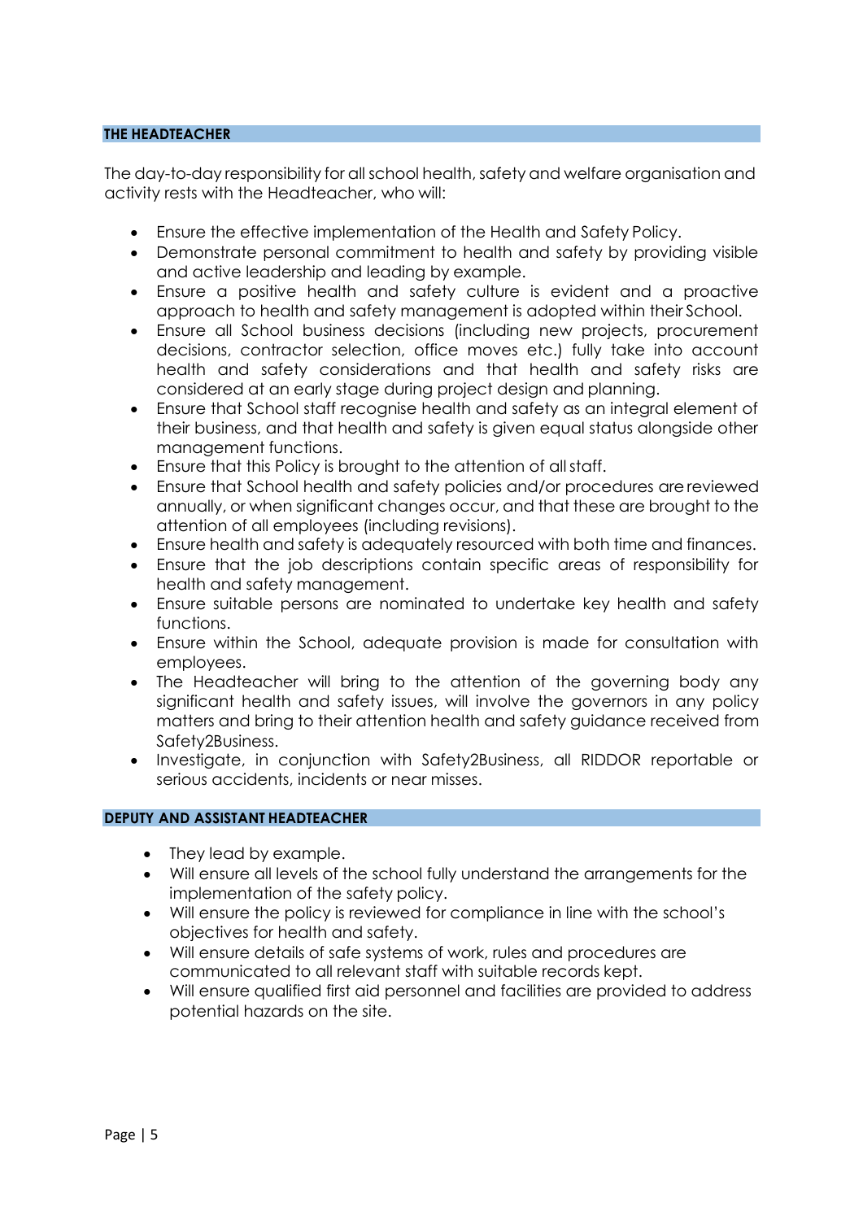## THE HEADTEACHER

The day-to-day responsibility for all school health, safety and welfare organisation and activity rests with the Headteacher, who will:

- Ensure the effective implementation of the Health and Safety Policy.
- Demonstrate personal commitment to health and safety by providing visible and active leadership and leading by example.
- Ensure a positive health and safety culture is evident and a proactive approach to health and safety management is adopted within their School.
- Ensure all School business decisions (including new projects, procurement decisions, contractor selection, office moves etc.) fully take into account health and safety considerations and that health and safety risks are considered at an early stage during project design and planning.
- Ensure that School staff recognise health and safety as an integral element of their business, and that health and safety is given equal status alongside other management functions.
- Ensure that this Policy is brought to the attention of all staff.
- Ensure that School health and safety policies and/or procedures are reviewed annually, or when significant changes occur, and that these are brought to the attention of all employees (including revisions).
- Ensure health and safety is adequately resourced with both time and finances.
- Ensure that the job descriptions contain specific areas of responsibility for health and safety management.
- Ensure suitable persons are nominated to undertake key health and safety functions.
- Ensure within the School, adequate provision is made for consultation with employees.
- The Headteacher will bring to the attention of the governing body any significant health and safety issues, will involve the governors in any policy matters and bring to their attention health and safety guidance received from Safety2Business.
- Investigate, in conjunction with Safety2Business, all RIDDOR reportable or serious accidents, incidents or near misses.

## DEPUTY AND ASSISTANT HEADTEACHER

- They lead by example.
- Will ensure all levels of the school fully understand the arrangements for the implementation of the safety policy.
- Will ensure the policy is reviewed for compliance in line with the school's objectives for health and safety.
- Will ensure details of safe systems of work, rules and procedures are communicated to all relevant staff with suitable records kept.
- Will ensure qualified first aid personnel and facilities are provided to address potential hazards on the site.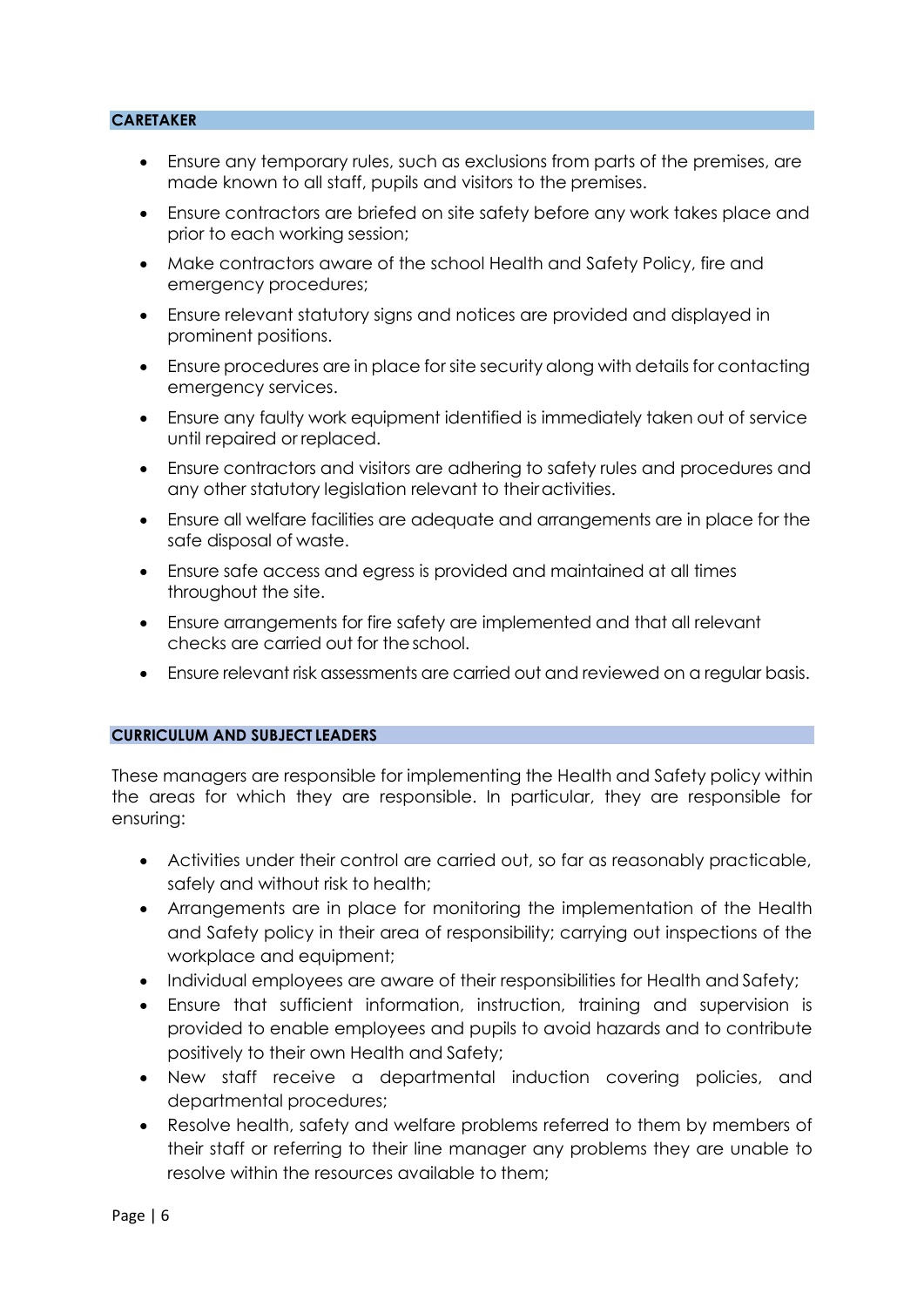## CARETAKER

- Ensure any temporary rules, such as exclusions from parts of the premises, are made known to all staff, pupils and visitors to the premises.
- Ensure contractors are briefed on site safety before any work takes place and prior to each working session;
- Make contractors aware of the school Health and Safety Policy, fire and emergency procedures;
- Ensure relevant statutory signs and notices are provided and displayed in prominent positions.
- Ensure procedures are in place for site security along with details for contacting emergency services.
- Ensure any faulty work equipment identified is immediately taken out of service until repaired or replaced.
- Ensure contractors and visitors are adhering to safety rules and procedures and any other statutory legislation relevant to their activities.
- Ensure all welfare facilities are adequate and arrangements are in place for the safe disposal of waste.
- Ensure safe access and egress is provided and maintained at all times throughout the site.
- Ensure arrangements for fire safety are implemented and that all relevant checks are carried out for the school.
- Ensure relevant risk assessments are carried out and reviewed on a regular basis.

## CURRICULUM AND SUBJECT LEADERS

These managers are responsible for implementing the Health and Safety policy within the areas for which they are responsible. In particular, they are responsible for ensuring:

- Activities under their control are carried out, so far as reasonably practicable, safely and without risk to health;
- Arrangements are in place for monitoring the implementation of the Health and Safety policy in their area of responsibility; carrying out inspections of the workplace and equipment;
- Individual employees are aware of their responsibilities for Health and Safety;
- Ensure that sufficient information, instruction, training and supervision is provided to enable employees and pupils to avoid hazards and to contribute positively to their own Health and Safety;
- New staff receive a departmental induction covering policies, and departmental procedures;
- Resolve health, safety and welfare problems referred to them by members of their staff or referring to their line manager any problems they are unable to resolve within the resources available to them;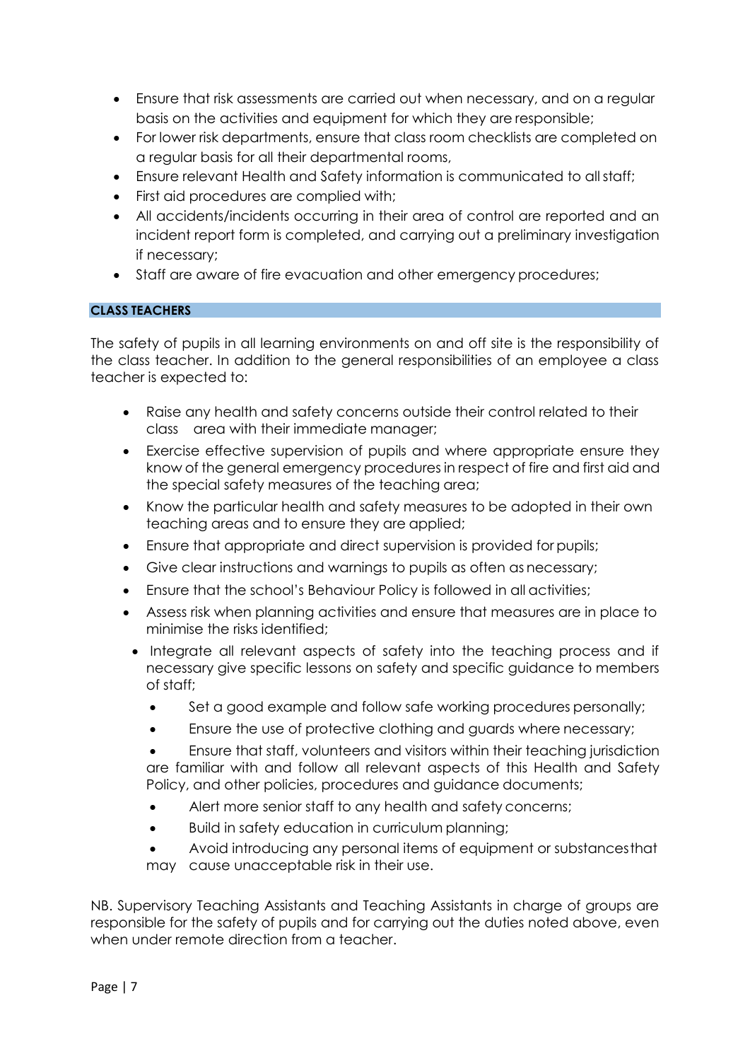- Ensure that risk assessments are carried out when necessary, and on a regular basis on the activities and equipment for which they are responsible;
- For lower risk departments, ensure that class room checklists are completed on a regular basis for all their departmental rooms,
- Ensure relevant Health and Safety information is communicated to all staff;
- First aid procedures are complied with;
- All accidents/incidents occurring in their area of control are reported and an incident report form is completed, and carrying out a preliminary investigation if necessary;
- Staff are aware of fire evacuation and other emergency procedures;

**CLASS TEACHERS**

The safety of pupils in all learning environments on and off site is the responsibility of the class teacher. In addition to the general responsibilities of an employee a class teacher is expected to:

- Raise any health and safety concerns outside their control related to their class area with their immediate manager;
- Exercise effective supervision of pupils and where appropriate ensure they know of the general emergency procedures in respect of fire and first aid and the special safety measures of the teaching area;
- Know the particular health and safety measures to be adopted in their own teaching areas and to ensure they are applied;
- Ensure that appropriate and direct supervision is provided for pupils;
- Give clear instructions and warnings to pupils as often as necessary;
- Ensure that the school's Behaviour Policy is followed in all activities;
- Assess risk when planning activities and ensure that measures are in place to minimise the risks identified;
- Integrate all relevant aspects of safety into the teaching process and if necessary give specific lessons on safety and specific guidance to members of staff;
- Set a good example and follow safe working procedures personally;
- Ensure the use of protective clothing and guards where necessary;
- Ensure that staff, volunteers and visitors within their teaching jurisdiction are familiar with and follow all relevant aspects of this Health and Safety Policy, and other policies, procedures and guidance documents;
- Alert more senior staff to any health and safety concerns;
- Build in safety education in curriculum planning;
- Avoid introducing any personal items of equipment or substances that may cause unacceptable risk in their use.

NB. Supervisory Teaching Assistants and Teaching Assistants in charge of groups are responsible for the safety of pupils and for carrying out the duties noted above, even when under remote direction from a teacher.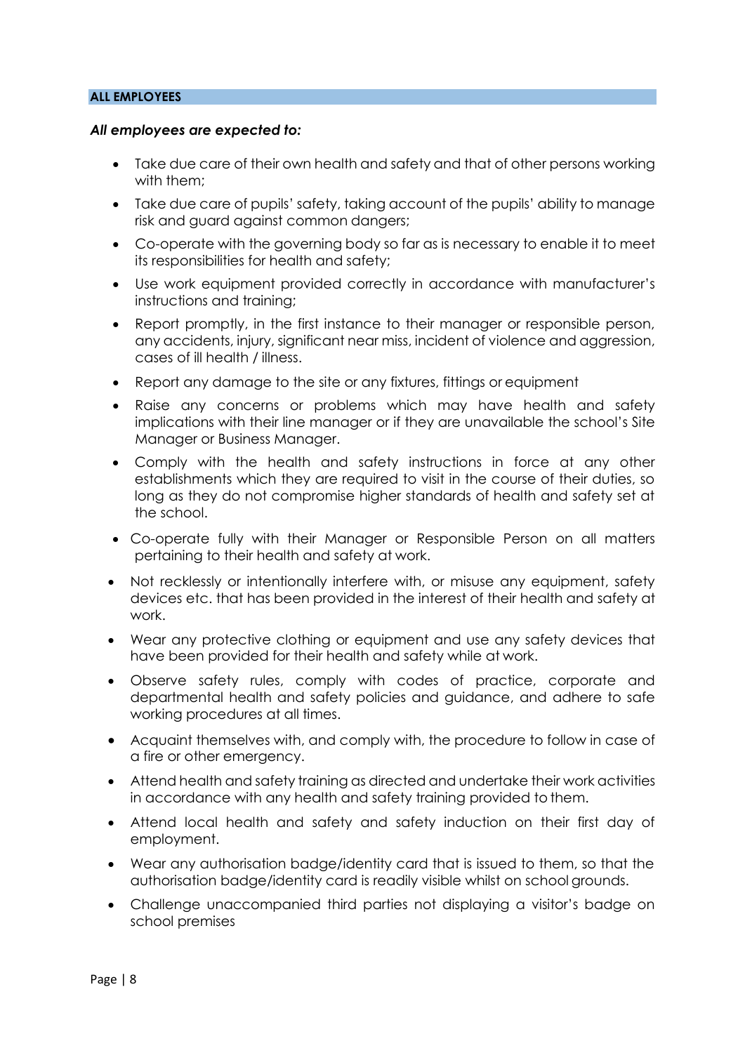## ALL EMPLOYEES

***All employees are expected to:***

- Take due care of their own health and safety and that of other persons working with them;
- Take due care of pupils' safety, taking account of the pupils' ability to manage risk and guard against common dangers;
- Co-operate with the governing body so far as is necessary to enable it to meet its responsibilities for health and safety;
- Use work equipment provided correctly in accordance with manufacturer's instructions and training;
- Report promptly, in the first instance to their manager or responsible person, any accidents, injury, significant near miss, incident of violence and aggression, cases of ill health / illness.
- Report any damage to the site or any fixtures, fittings or equipment
- Raise any concerns or problems which may have health and safety implications with their line manager or if they are unavailable the school's Site Manager or Business Manager.
- Comply with the health and safety instructions in force at any other establishments which they are required to visit in the course of their duties, so long as they do not compromise higher standards of health and safety set at the school.
- Co-operate fully with their Manager or Responsible Person on all matters pertaining to their health and safety at work.
- Not recklessly or intentionally interfere with, or misuse any equipment, safety devices etc. that has been provided in the interest of their health and safety at work.
- Wear any protective clothing or equipment and use any safety devices that have been provided for their health and safety while at work.
- Observe safety rules, comply with codes of practice, corporate and departmental health and safety policies and guidance, and adhere to safe working procedures at all times.
- Acquaint themselves with, and comply with, the procedure to follow in case of a fire or other emergency.
- Attend health and safety training as directed and undertake their work activities in accordance with any health and safety training provided to them.
- Attend local health and safety and safety induction on their first day of employment.
- Wear any authorisation badge/identity card that is issued to them, so that the authorisation badge/identity card is readily visible whilst on school grounds.
- Challenge unaccompanied third parties not displaying a visitor's badge on school premises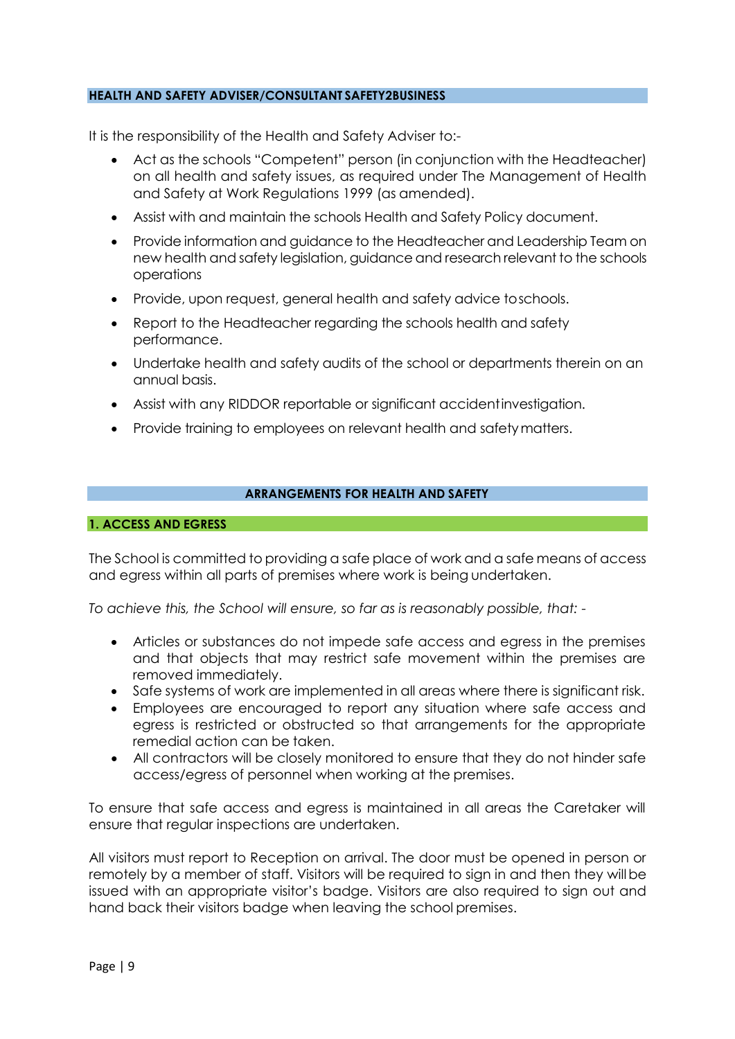## HEALTH AND SAFETY ADVISER/CONSULTANT SAFETY2BUSINESS

It is the responsibility of the Health and Safety Adviser to:-

- Act as the schools "Competent" person (in conjunction with the Headteacher) on all health and safety issues, as required under The Management of Health and Safety at Work Regulations 1999 (as amended).
- Assist with and maintain the schools Health and Safety Policy document.
- Provide information and guidance to the Headteacher and Leadership Team on new health and safety legislation, guidance and research relevant to the schools operations
- Provide, upon request, general health and safety advice to schools.
- Report to the Headteacher regarding the schools health and safety performance.
- Undertake health and safety audits of the school or departments therein on an annual basis.
- Assist with any RIDDOR reportable or significant accident investigation.
- Provide training to employees on relevant health and safety matters.

## ARRANGEMENTS FOR HEALTH AND SAFETY

### 1. ACCESS AND EGRESS

The School is committed to providing a safe place of work and a safe means of access and egress within all parts of premises where work is being undertaken.

*To achieve this, the School will ensure, so far as is reasonably possible, that: -*

- Articles or substances do not impede safe access and egress in the premises and that objects that may restrict safe movement within the premises are removed immediately.
- Safe systems of work are implemented in all areas where there is significant risk.
- Employees are encouraged to report any situation where safe access and egress is restricted or obstructed so that arrangements for the appropriate remedial action can be taken.
- All contractors will be closely monitored to ensure that they do not hinder safe access/egress of personnel when working at the premises.

To ensure that safe access and egress is maintained in all areas the Caretaker will ensure that regular inspections are undertaken.

All visitors must report to Reception on arrival. The door must be opened in person or remotely by a member of staff. Visitors will be required to sign in and then they will be issued with an appropriate visitor's badge. Visitors are also required to sign out and hand back their visitors badge when leaving the school premises.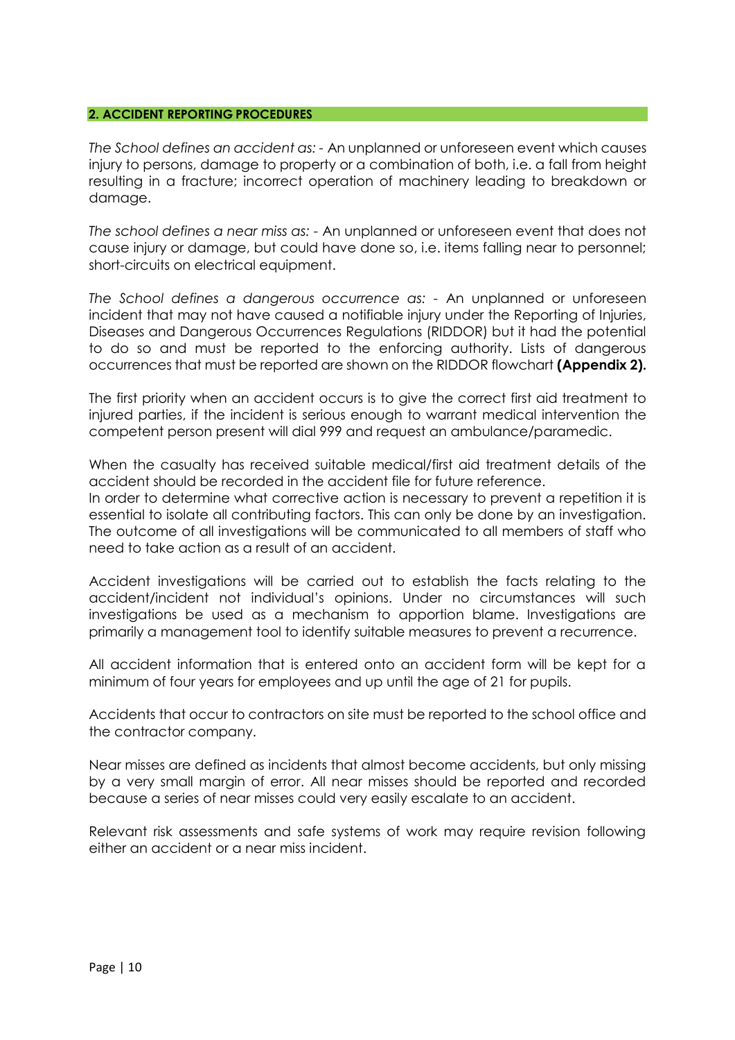## 2. ACCIDENT REPORTING PROCEDURES

*The School defines an accident as:* - An unplanned or unforeseen event which causes injury to persons, damage to property or a combination of both, i.e. a fall from height resulting in a fracture; incorrect operation of machinery leading to breakdown or damage.

*The school defines a near miss as:* - An unplanned or unforeseen event that does not cause injury or damage, but could have done so, i.e. items falling near to personnel; short-circuits on electrical equipment.

*The School defines a dangerous occurrence as:* - An unplanned or unforeseen incident that may not have caused a notifiable injury under the Reporting of Injuries, Diseases and Dangerous Occurrences Regulations (RIDDOR) but it had the potential to do so and must be reported to the enforcing authority. Lists of dangerous occurrences that must be reported are shown on the RIDDOR flowchart **(Appendix 2).**

The first priority when an accident occurs is to give the correct first aid treatment to injured parties, if the incident is serious enough to warrant medical intervention the competent person present will dial 999 and request an ambulance/paramedic.

When the casualty has received suitable medical/first aid treatment details of the accident should be recorded in the accident file for future reference.
In order to determine what corrective action is necessary to prevent a repetition it is essential to isolate all contributing factors. This can only be done by an investigation. The outcome of all investigations will be communicated to all members of staff who need to take action as a result of an accident.

Accident investigations will be carried out to establish the facts relating to the accident/incident not individual's opinions. Under no circumstances will such investigations be used as a mechanism to apportion blame. Investigations are primarily a management tool to identify suitable measures to prevent a recurrence.

All accident information that is entered onto an accident form will be kept for a minimum of four years for employees and up until the age of 21 for pupils.

Accidents that occur to contractors on site must be reported to the school office and the contractor company.

Near misses are defined as incidents that almost become accidents, but only missing by a very small margin of error. All near misses should be reported and recorded because a series of near misses could very easily escalate to an accident.

Relevant risk assessments and safe systems of work may require revision following either an accident or a near miss incident.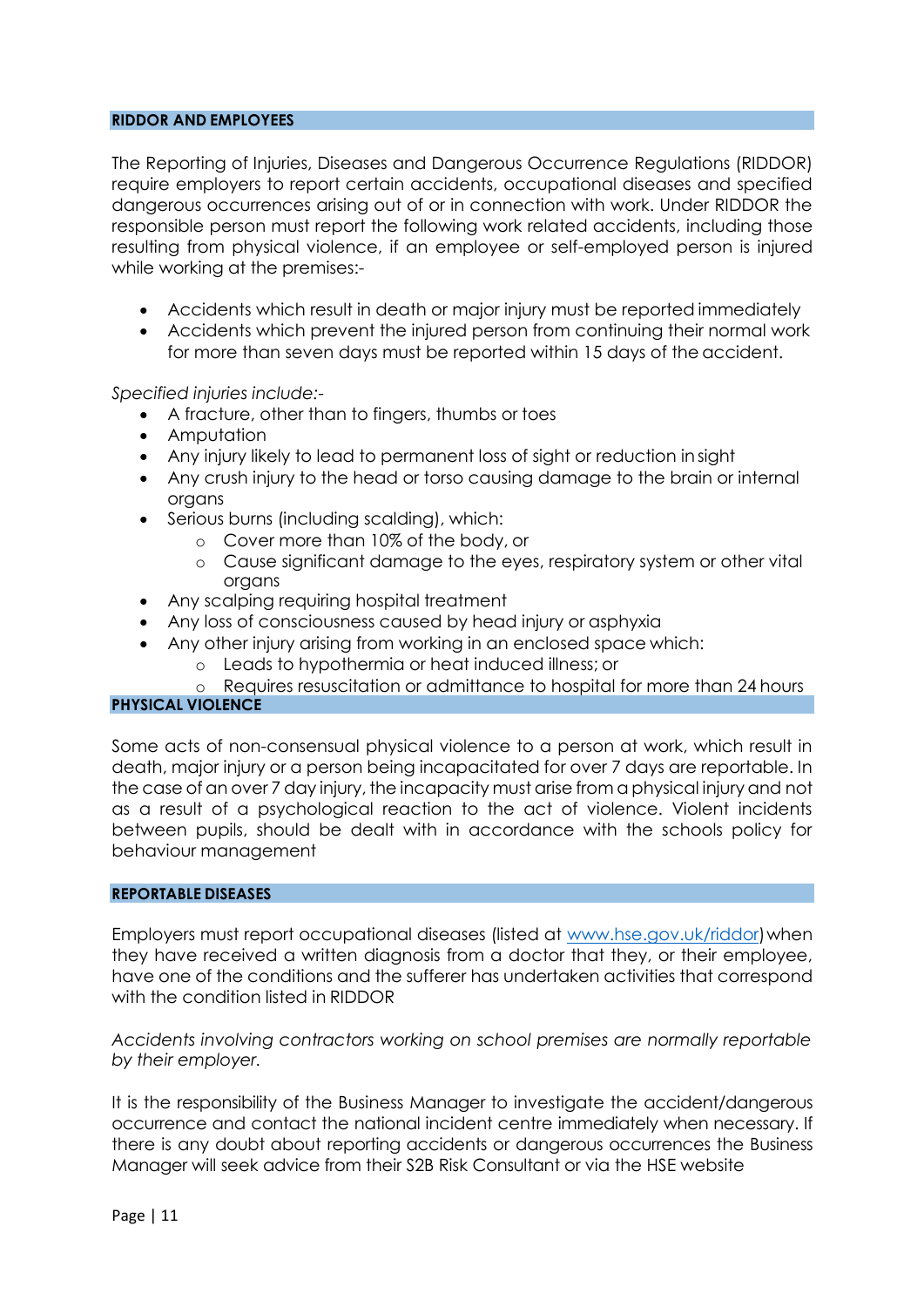## RIDDOR AND EMPLOYEES

The Reporting of Injuries, Diseases and Dangerous Occurrence Regulations (RIDDOR) require employers to report certain accidents, occupational diseases and specified dangerous occurrences arising out of or in connection with work. Under RIDDOR the responsible person must report the following work related accidents, including those resulting from physical violence, if an employee or self-employed person is injured while working at the premises:-

- Accidents which result in death or major injury must be reported immediately
- Accidents which prevent the injured person from continuing their normal work for more than seven days must be reported within 15 days of the accident.

*Specified injuries include:-*

- A fracture, other than to fingers, thumbs or toes
- Amputation
- Any injury likely to lead to permanent loss of sight or reduction in sight
- Any crush injury to the head or torso causing damage to the brain or internal organs
- Serious burns (including scalding), which:
  - Cover more than 10% of the body, or
  - Cause significant damage to the eyes, respiratory system or other vital organs
- Any scalping requiring hospital treatment
- Any loss of consciousness caused by head injury or asphyxia
- Any other injury arising from working in an enclosed space which:
  - Leads to hypothermia or heat induced illness; or
  - Requires resuscitation or admittance to hospital for more than 24 hours

## PHYSICAL VIOLENCE

Some acts of non-consensual physical violence to a person at work, which result in death, major injury or a person being incapacitated for over 7 days are reportable. In the case of an over 7 day injury, the incapacity must arise from a physical injury and not as a result of a psychological reaction to the act of violence. Violent incidents between pupils, should be dealt with in accordance with the schools policy for behaviour management

## REPORTABLE DISEASES

Employers must report occupational diseases (listed at [www.hse.gov.uk/riddor](http://www.hse.gov.uk/riddor)) when they have received a written diagnosis from a doctor that they, or their employee, have one of the conditions and the sufferer has undertaken activities that correspond with the condition listed in RIDDOR

*Accidents involving contractors working on school premises are normally reportable by their employer.*

It is the responsibility of the Business Manager to investigate the accident/dangerous occurrence and contact the national incident centre immediately when necessary. If there is any doubt about reporting accidents or dangerous occurrences the Business Manager will seek advice from their S2B Risk Consultant or via the HSE website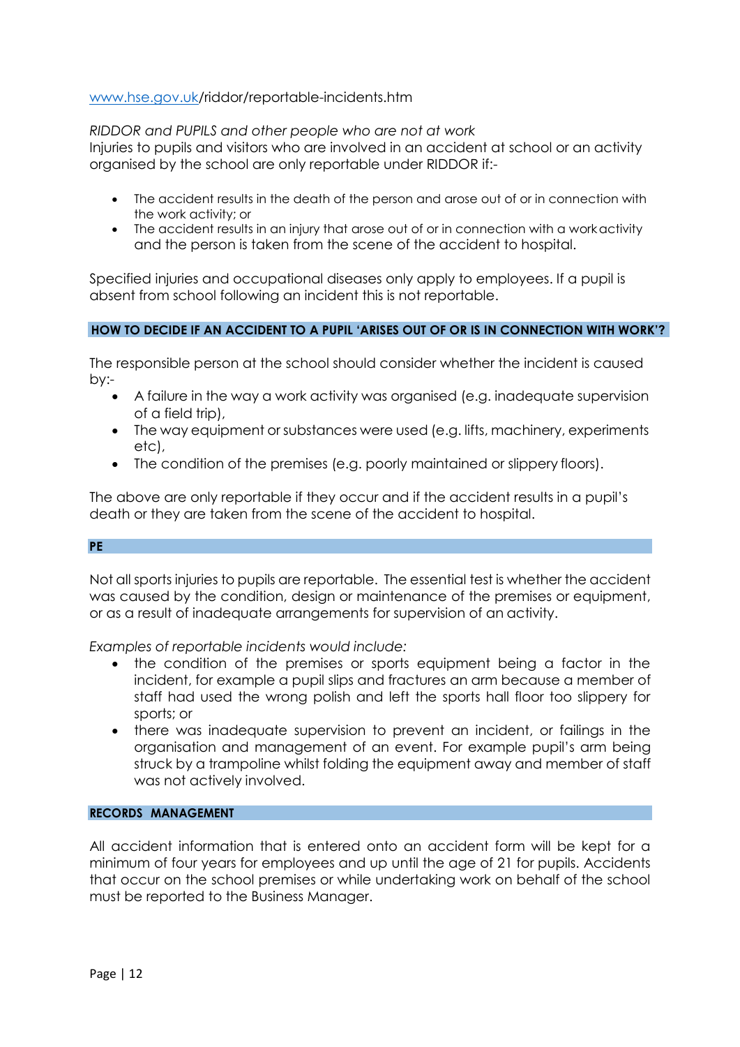www.hse.gov.uk/riddor/reportable-incidents.htm

*RIDDOR and PUPILS and other people who are not at work*
Injuries to pupils and visitors who are involved in an accident at school or an activity organised by the school are only reportable under RIDDOR if:-

- The accident results in the death of the person and arose out of or in connection with the work activity; or
- The accident results in an injury that arose out of or in connection with a work activity and the person is taken from the scene of the accident to hospital.

Specified injuries and occupational diseases only apply to employees. If a pupil is absent from school following an incident this is not reportable.

## HOW TO DECIDE IF AN ACCIDENT TO A PUPIL 'ARISES OUT OF OR IS IN CONNECTION WITH WORK'?

The responsible person at the school should consider whether the incident is caused by:-

- A failure in the way a work activity was organised (e.g. inadequate supervision of a field trip),
- The way equipment or substances were used (e.g. lifts, machinery, experiments etc),
- The condition of the premises (e.g. poorly maintained or slippery floors).

The above are only reportable if they occur and if the accident results in a pupil's death or they are taken from the scene of the accident to hospital.

## PE

Not all sports injuries to pupils are reportable. The essential test is whether the accident was caused by the condition, design or maintenance of the premises or equipment, or as a result of inadequate arrangements for supervision of an activity.

*Examples of reportable incidents would include:*

- the condition of the premises or sports equipment being a factor in the incident, for example a pupil slips and fractures an arm because a member of staff had used the wrong polish and left the sports hall floor too slippery for sports; or
- there was inadequate supervision to prevent an incident, or failings in the organisation and management of an event. For example pupil's arm being struck by a trampoline whilst folding the equipment away and member of staff was not actively involved.

## RECORDS MANAGEMENT

All accident information that is entered onto an accident form will be kept for a minimum of four years for employees and up until the age of 21 for pupils. Accidents that occur on the school premises or while undertaking work on behalf of the school must be reported to the Business Manager.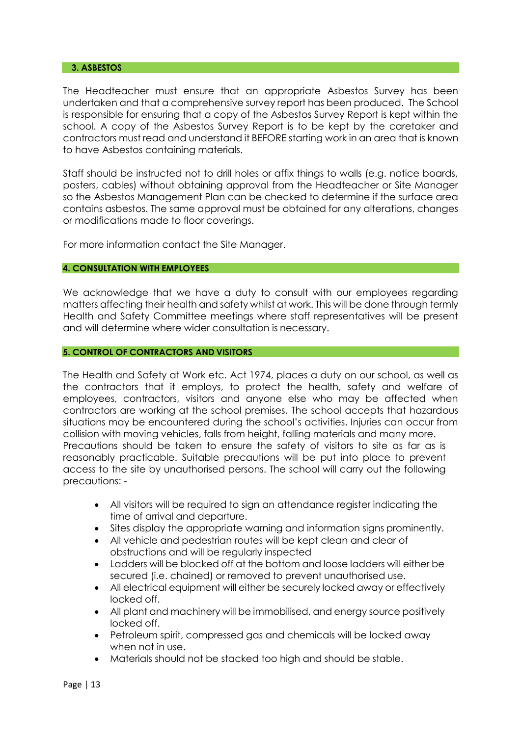## 3. ASBESTOS

The Headteacher must ensure that an appropriate Asbestos Survey has been undertaken and that a comprehensive survey report has been produced. The School is responsible for ensuring that a copy of the Asbestos Survey Report is kept within the school. A copy of the Asbestos Survey Report is to be kept by the caretaker and contractors must read and understand it BEFORE starting work in an area that is known to have Asbestos containing materials.

Staff should be instructed not to drill holes or affix things to walls (e.g. notice boards, posters, cables) without obtaining approval from the Headteacher or Site Manager so the Asbestos Management Plan can be checked to determine if the surface area contains asbestos. The same approval must be obtained for any alterations, changes or modifications made to floor coverings.

For more information contact the Site Manager.

## 4. CONSULTATION WITH EMPLOYEES

We acknowledge that we have a duty to consult with our employees regarding matters affecting their health and safety whilst at work. This will be done through termly Health and Safety Committee meetings where staff representatives will be present and will determine where wider consultation is necessary.

## 5. CONTROL OF CONTRACTORS AND VISITORS

The Health and Safety at Work etc. Act 1974, places a duty on our school, as well as the contractors that it employs, to protect the health, safety and welfare of employees, contractors, visitors and anyone else who may be affected when contractors are working at the school premises. The school accepts that hazardous situations may be encountered during the school's activities. Injuries can occur from collision with moving vehicles, falls from height, falling materials and many more. Precautions should be taken to ensure the safety of visitors to site as far as is reasonably practicable. Suitable precautions will be put into place to prevent access to the site by unauthorised persons. The school will carry out the following precautions: -

- All visitors will be required to sign an attendance register indicating the time of arrival and departure.
- Sites display the appropriate warning and information signs prominently.
- All vehicle and pedestrian routes will be kept clean and clear of obstructions and will be regularly inspected
- Ladders will be blocked off at the bottom and loose ladders will either be secured (i.e. chained) or removed to prevent unauthorised use.
- All electrical equipment will either be securely locked away or effectively locked off.
- All plant and machinery will be immobilised, and energy source positively locked off.
- Petroleum spirit, compressed gas and chemicals will be locked away when not in use.
- Materials should not be stacked too high and should be stable.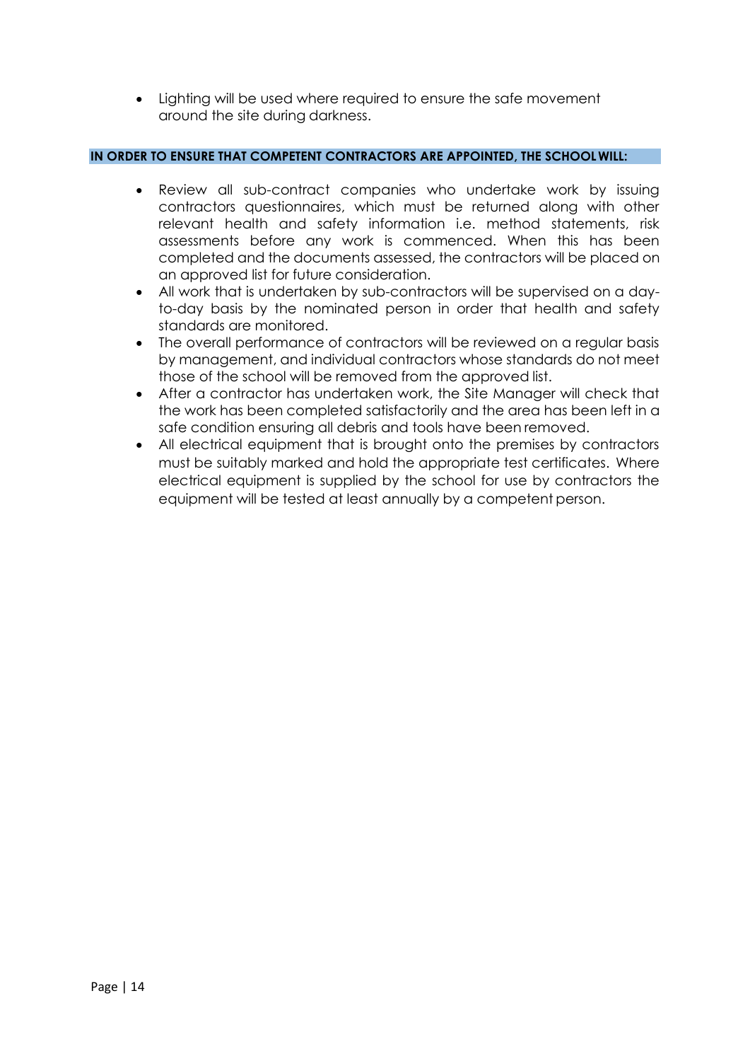- Lighting will be used where required to ensure the safe movement around the site during darkness.

**IN ORDER TO ENSURE THAT COMPETENT CONTRACTORS ARE APPOINTED, THE SCHOOL WILL:**

- Review all sub-contract companies who undertake work by issuing contractors questionnaires, which must be returned along with other relevant health and safety information i.e. method statements, risk assessments before any work is commenced. When this has been completed and the documents assessed, the contractors will be placed on an approved list for future consideration.
- All work that is undertaken by sub-contractors will be supervised on a day-to-day basis by the nominated person in order that health and safety standards are monitored.
- The overall performance of contractors will be reviewed on a regular basis by management, and individual contractors whose standards do not meet those of the school will be removed from the approved list.
- After a contractor has undertaken work, the Site Manager will check that the work has been completed satisfactorily and the area has been left in a safe condition ensuring all debris and tools have been removed.
- All electrical equipment that is brought onto the premises by contractors must be suitably marked and hold the appropriate test certificates. Where electrical equipment is supplied by the school for use by contractors the equipment will be tested at least annually by a competent person.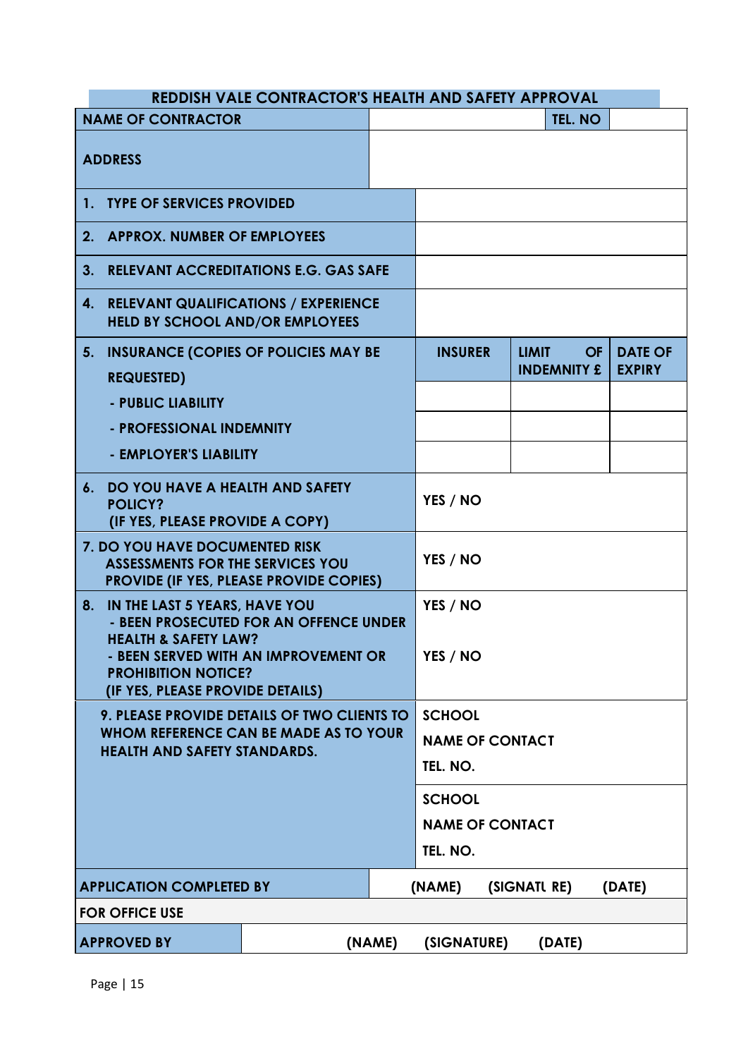## REDDISH VALE CONTRACTOR'S HEALTH AND SAFETY APPROVAL

| | | | |
|---|---|---|---|
| **NAME OF CONTRACTOR** | | **TEL. NO** | |
| **ADDRESS** | | | |
| **1. TYPE OF SERVICES PROVIDED** | | | |
| **2. APPROX. NUMBER OF EMPLOYEES** | | | |
| **3. RELEVANT ACCREDITATIONS E.G. GAS SAFE** | | | |
| **4. RELEVANT QUALIFICATIONS / EXPERIENCE HELD BY SCHOOL AND/OR EMPLOYEES** | | | |
| **5. INSURANCE (COPIES OF POLICIES MAY BE REQUESTED)** | **INSURER** | **LIMIT OF INDEMNITY £** | **DATE OF EXPIRY** |
| **- PUBLIC LIABILITY** | | | |
| **- PROFESSIONAL INDEMNITY** | | | |
| **- EMPLOYER'S LIABILITY** | | | |
| **6. DO YOU HAVE A HEALTH AND SAFETY POLICY? (IF YES, PLEASE PROVIDE A COPY)** | **YES / NO** | | |
| **7. DO YOU HAVE DOCUMENTED RISK ASSESSMENTS FOR THE SERVICES YOU PROVIDE (IF YES, PLEASE PROVIDE COPIES)** | **YES / NO** | | |
| **8. IN THE LAST 5 YEARS, HAVE YOU - BEEN PROSECUTED FOR AN OFFENCE UNDER HEALTH & SAFETY LAW?** | **YES / NO** | | |
| **- BEEN SERVED WITH AN IMPROVEMENT OR PROHIBITION NOTICE? (IF YES, PLEASE PROVIDE DETAILS)** | **YES / NO** | | |
| **9. PLEASE PROVIDE DETAILS OF TWO CLIENTS TO WHOM REFERENCE CAN BE MADE AS TO YOUR HEALTH AND SAFETY STANDARDS.** | **SCHOOL**<br>**NAME OF CONTACT**<br>**TEL. NO.** | | |
| | **SCHOOL**<br>**NAME OF CONTACT**<br>**TEL. NO.** | | |
| **APPLICATION COMPLETED BY** | **(NAME)** | **(SIGNATURE)** | **(DATE)** |
| **FOR OFFICE USE** | | | |
| **APPROVED BY** | **(NAME)** | **(SIGNATURE)** | **(DATE)** |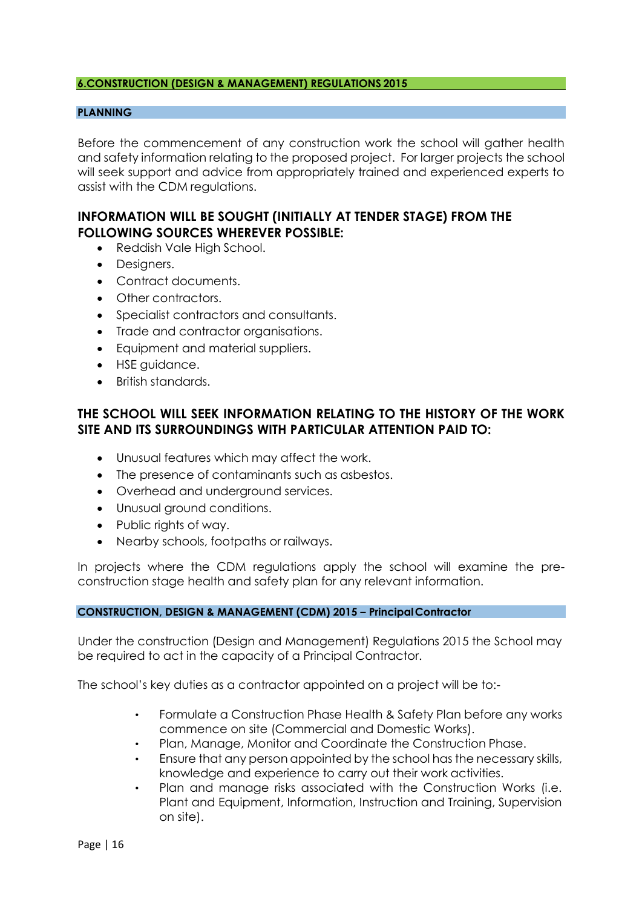## 6.CONSTRUCTION (DESIGN & MANAGEMENT) REGULATIONS 2015

### PLANNING

Before the commencement of any construction work the school will gather health and safety information relating to the proposed project. For larger projects the school will seek support and advice from appropriately trained and experienced experts to assist with the CDM regulations.

#### INFORMATION WILL BE SOUGHT (INITIALLY AT TENDER STAGE) FROM THE FOLLOWING SOURCES WHEREVER POSSIBLE:

- Reddish Vale High School.
- Designers.
- Contract documents.
- Other contractors.
- Specialist contractors and consultants.
- Trade and contractor organisations.
- Equipment and material suppliers.
- HSE guidance.
- British standards.

#### THE SCHOOL WILL SEEK INFORMATION RELATING TO THE HISTORY OF THE WORK SITE AND ITS SURROUNDINGS WITH PARTICULAR ATTENTION PAID TO:

- Unusual features which may affect the work.
- The presence of contaminants such as asbestos.
- Overhead and underground services.
- Unusual ground conditions.
- Public rights of way.
- Nearby schools, footpaths or railways.

In projects where the CDM regulations apply the school will examine the pre-construction stage health and safety plan for any relevant information.

### CONSTRUCTION, DESIGN & MANAGEMENT (CDM) 2015 – Principal Contractor

Under the construction (Design and Management) Regulations 2015 the School may be required to act in the capacity of a Principal Contractor.

The school's key duties as a contractor appointed on a project will be to:-

- Formulate a Construction Phase Health & Safety Plan before any works commence on site (Commercial and Domestic Works).
- Plan, Manage, Monitor and Coordinate the Construction Phase.
- Ensure that any person appointed by the school has the necessary skills, knowledge and experience to carry out their work activities.
- Plan and manage risks associated with the Construction Works (i.e. Plant and Equipment, Information, Instruction and Training, Supervision on site).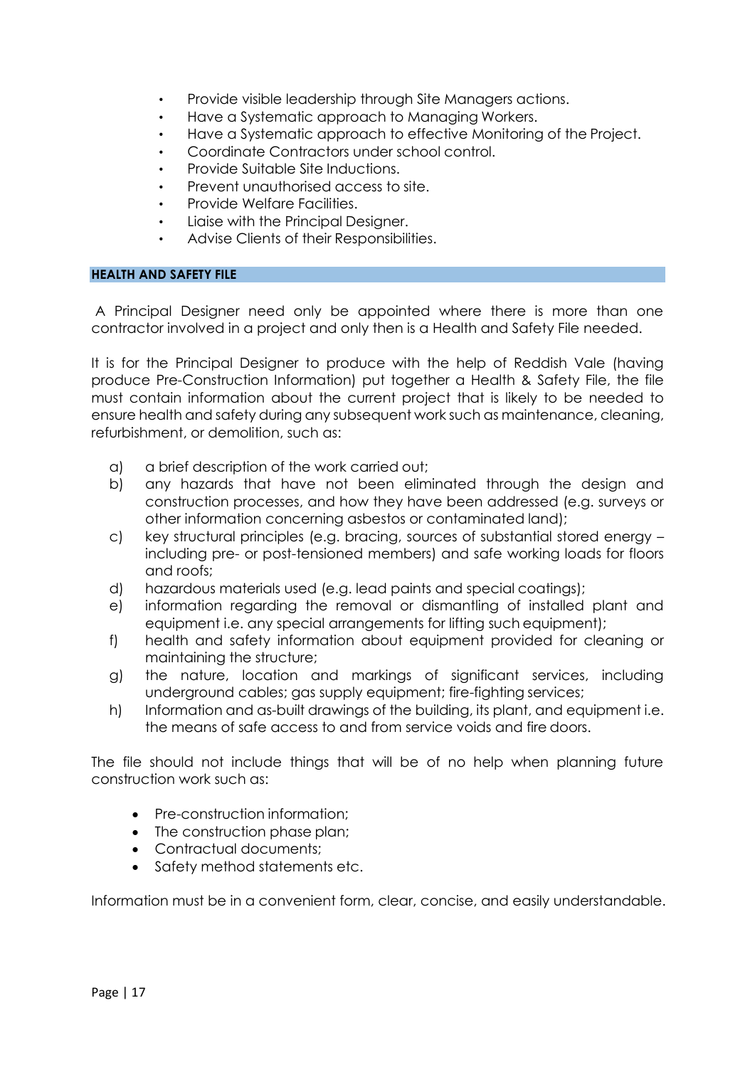- Provide visible leadership through Site Managers actions.
- Have a Systematic approach to Managing Workers.
- Have a Systematic approach to effective Monitoring of the Project.
- Coordinate Contractors under school control.
- Provide Suitable Site Inductions.
- Prevent unauthorised access to site.
- Provide Welfare Facilities.
- Liaise with the Principal Designer.
- Advise Clients of their Responsibilities.

## HEALTH AND SAFETY FILE

A Principal Designer need only be appointed where there is more than one contractor involved in a project and only then is a Health and Safety File needed.

It is for the Principal Designer to produce with the help of Reddish Vale (having produce Pre-Construction Information) put together a Health & Safety File, the file must contain information about the current project that is likely to be needed to ensure health and safety during any subsequent work such as maintenance, cleaning, refurbishment, or demolition, such as:

a) a brief description of the work carried out;
b) any hazards that have not been eliminated through the design and construction processes, and how they have been addressed (e.g. surveys or other information concerning asbestos or contaminated land);
c) key structural principles (e.g. bracing, sources of substantial stored energy – including pre- or post-tensioned members) and safe working loads for floors and roofs;
d) hazardous materials used (e.g. lead paints and special coatings);
e) information regarding the removal or dismantling of installed plant and equipment i.e. any special arrangements for lifting such equipment);
f) health and safety information about equipment provided for cleaning or maintaining the structure;
g) the nature, location and markings of significant services, including underground cables; gas supply equipment; fire-fighting services;
h) Information and as-built drawings of the building, its plant, and equipment i.e. the means of safe access to and from service voids and fire doors.

The file should not include things that will be of no help when planning future construction work such as:

- Pre-construction information;
- The construction phase plan;
- Contractual documents;
- Safety method statements etc.

Information must be in a convenient form, clear, concise, and easily understandable.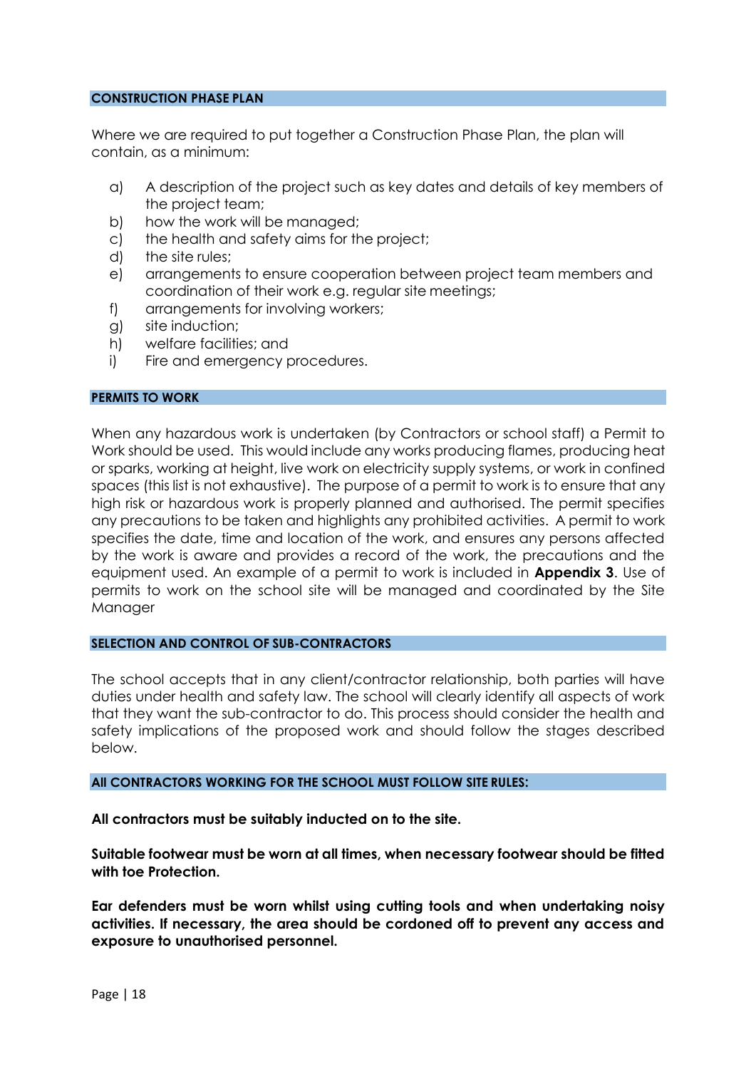## CONSTRUCTION PHASE PLAN

Where we are required to put together a Construction Phase Plan, the plan will contain, as a minimum:

a) A description of the project such as key dates and details of key members of the project team;
b) how the work will be managed;
c) the health and safety aims for the project;
d) the site rules;
e) arrangements to ensure cooperation between project team members and coordination of their work e.g. regular site meetings;
f) arrangements for involving workers;
g) site induction;
h) welfare facilities; and
i) Fire and emergency procedures.

## PERMITS TO WORK

When any hazardous work is undertaken (by Contractors or school staff) a Permit to Work should be used. This would include any works producing flames, producing heat or sparks, working at height, live work on electricity supply systems, or work in confined spaces (this list is not exhaustive). The purpose of a permit to work is to ensure that any high risk or hazardous work is properly planned and authorised. The permit specifies any precautions to be taken and highlights any prohibited activities. A permit to work specifies the date, time and location of the work, and ensures any persons affected by the work is aware and provides a record of the work, the precautions and the equipment used. An example of a permit to work is included in **Appendix 3**. Use of permits to work on the school site will be managed and coordinated by the Site Manager

## SELECTION AND CONTROL OF SUB-CONTRACTORS

The school accepts that in any client/contractor relationship, both parties will have duties under health and safety law. The school will clearly identify all aspects of work that they want the sub-contractor to do. This process should consider the health and safety implications of the proposed work and should follow the stages described below.

## All CONTRACTORS WORKING FOR THE SCHOOL MUST FOLLOW SITE RULES:

**All contractors must be suitably inducted on to the site.**

**Suitable footwear must be worn at all times, when necessary footwear should be fitted with toe Protection.**

**Ear defenders must be worn whilst using cutting tools and when undertaking noisy activities. If necessary, the area should be cordoned off to prevent any access and exposure to unauthorised personnel.**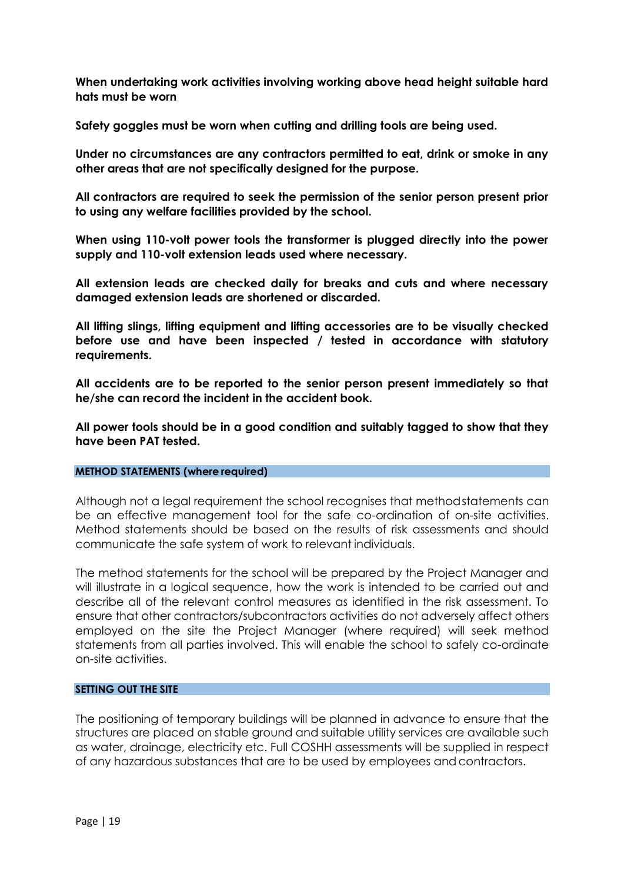**When undertaking work activities involving working above head height suitable hard hats must be worn**

**Safety goggles must be worn when cutting and drilling tools are being used.**

**Under no circumstances are any contractors permitted to eat, drink or smoke in any other areas that are not specifically designed for the purpose.**

**All contractors are required to seek the permission of the senior person present prior to using any welfare facilities provided by the school.**

**When using 110-volt power tools the transformer is plugged directly into the power supply and 110-volt extension leads used where necessary.**

**All extension leads are checked daily for breaks and cuts and where necessary damaged extension leads are shortened or discarded.**

**All lifting slings, lifting equipment and lifting accessories are to be visually checked before use and have been inspected / tested in accordance with statutory requirements.**

**All accidents are to be reported to the senior person present immediately so that he/she can record the incident in the accident book.**

**All power tools should be in a good condition and suitably tagged to show that they have been PAT tested.**

## METHOD STATEMENTS (where required)

Although not a legal requirement the school recognises that method statements can be an effective management tool for the safe co-ordination of on-site activities. Method statements should be based on the results of risk assessments and should communicate the safe system of work to relevant individuals.

The method statements for the school will be prepared by the Project Manager and will illustrate in a logical sequence, how the work is intended to be carried out and describe all of the relevant control measures as identified in the risk assessment. To ensure that other contractors/subcontractors activities do not adversely affect others employed on the site the Project Manager (where required) will seek method statements from all parties involved. This will enable the school to safely co-ordinate on-site activities.

## SETTING OUT THE SITE

The positioning of temporary buildings will be planned in advance to ensure that the structures are placed on stable ground and suitable utility services are available such as water, drainage, electricity etc. Full COSHH assessments will be supplied in respect of any hazardous substances that are to be used by employees and contractors.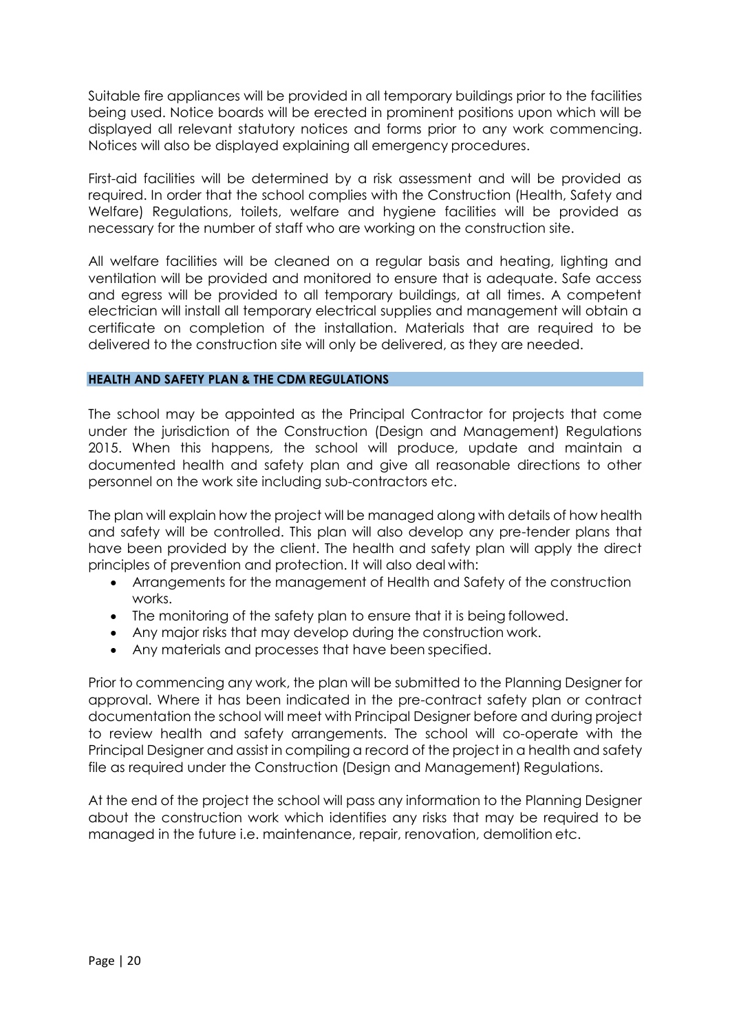Suitable fire appliances will be provided in all temporary buildings prior to the facilities being used. Notice boards will be erected in prominent positions upon which will be displayed all relevant statutory notices and forms prior to any work commencing. Notices will also be displayed explaining all emergency procedures.

First-aid facilities will be determined by a risk assessment and will be provided as required. In order that the school complies with the Construction (Health, Safety and Welfare) Regulations, toilets, welfare and hygiene facilities will be provided as necessary for the number of staff who are working on the construction site.

All welfare facilities will be cleaned on a regular basis and heating, lighting and ventilation will be provided and monitored to ensure that is adequate. Safe access and egress will be provided to all temporary buildings, at all times. A competent electrician will install all temporary electrical supplies and management will obtain a certificate on completion of the installation. Materials that are required to be delivered to the construction site will only be delivered, as they are needed.

## HEALTH AND SAFETY PLAN & THE CDM REGULATIONS

The school may be appointed as the Principal Contractor for projects that come under the jurisdiction of the Construction (Design and Management) Regulations 2015. When this happens, the school will produce, update and maintain a documented health and safety plan and give all reasonable directions to other personnel on the work site including sub-contractors etc.

The plan will explain how the project will be managed along with details of how health and safety will be controlled. This plan will also develop any pre-tender plans that have been provided by the client. The health and safety plan will apply the direct principles of prevention and protection. It will also deal with:

- Arrangements for the management of Health and Safety of the construction works.
- The monitoring of the safety plan to ensure that it is being followed.
- Any major risks that may develop during the construction work.
- Any materials and processes that have been specified.

Prior to commencing any work, the plan will be submitted to the Planning Designer for approval. Where it has been indicated in the pre-contract safety plan or contract documentation the school will meet with Principal Designer before and during project to review health and safety arrangements. The school will co-operate with the Principal Designer and assist in compiling a record of the project in a health and safety file as required under the Construction (Design and Management) Regulations.

At the end of the project the school will pass any information to the Planning Designer about the construction work which identifies any risks that may be required to be managed in the future i.e. maintenance, repair, renovation, demolition etc.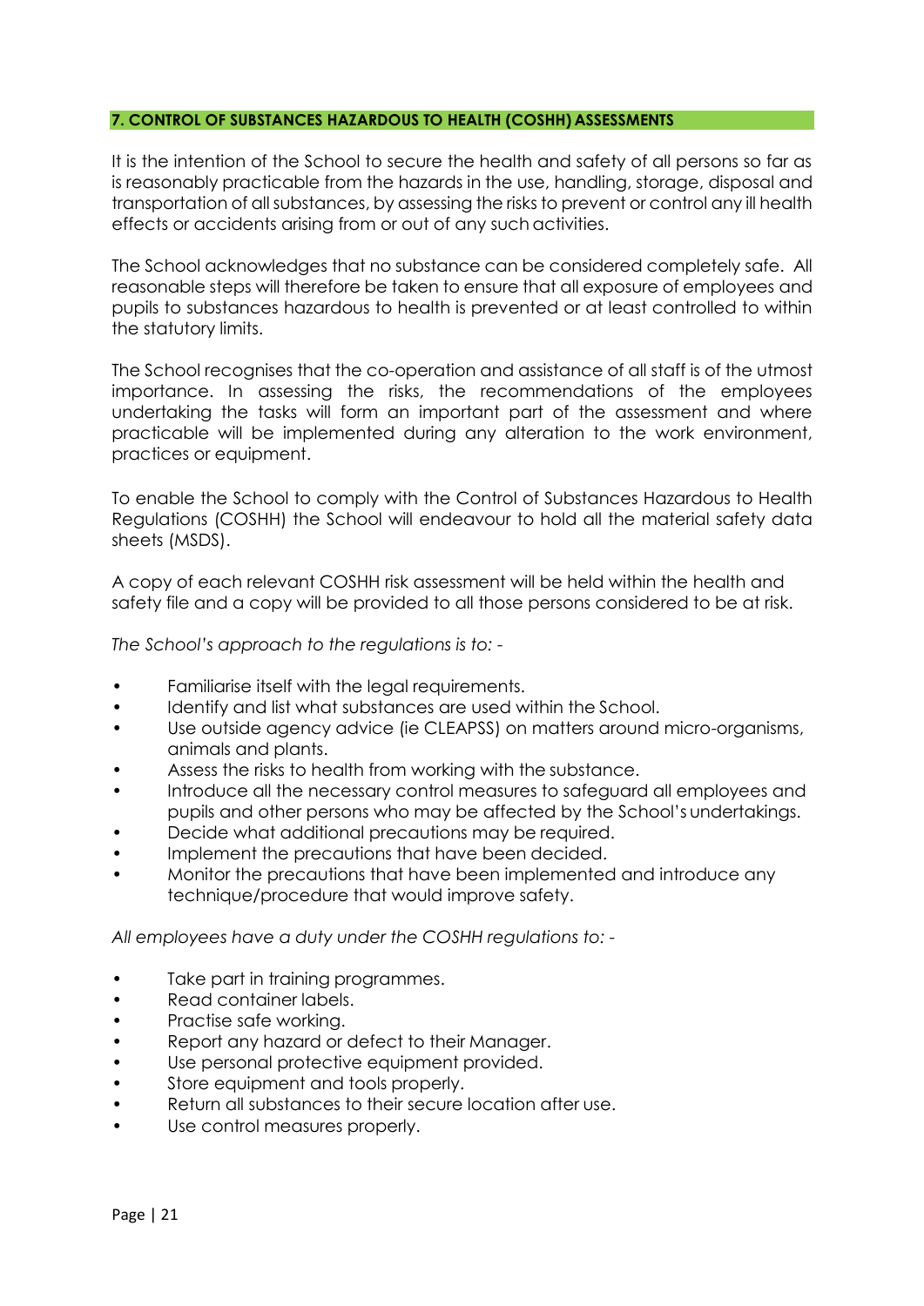## 7. CONTROL OF SUBSTANCES HAZARDOUS TO HEALTH (COSHH) ASSESSMENTS

It is the intention of the School to secure the health and safety of all persons so far as is reasonably practicable from the hazards in the use, handling, storage, disposal and transportation of all substances, by assessing the risks to prevent or control any ill health effects or accidents arising from or out of any such activities.

The School acknowledges that no substance can be considered completely safe. All reasonable steps will therefore be taken to ensure that all exposure of employees and pupils to substances hazardous to health is prevented or at least controlled to within the statutory limits.

The School recognises that the co-operation and assistance of all staff is of the utmost importance. In assessing the risks, the recommendations of the employees undertaking the tasks will form an important part of the assessment and where practicable will be implemented during any alteration to the work environment, practices or equipment.

To enable the School to comply with the Control of Substances Hazardous to Health Regulations (COSHH) the School will endeavour to hold all the material safety data sheets (MSDS).

A copy of each relevant COSHH risk assessment will be held within the health and safety file and a copy will be provided to all those persons considered to be at risk.

*The School's approach to the regulations is to: -*

- Familiarise itself with the legal requirements.
- Identify and list what substances are used within the School.
- Use outside agency advice (ie CLEAPSS) on matters around micro-organisms, animals and plants.
- Assess the risks to health from working with the substance.
- Introduce all the necessary control measures to safeguard all employees and pupils and other persons who may be affected by the School's undertakings.
- Decide what additional precautions may be required.
- Implement the precautions that have been decided.
- Monitor the precautions that have been implemented and introduce any technique/procedure that would improve safety.

*All employees have a duty under the COSHH regulations to: -*

- Take part in training programmes.
- Read container labels.
- Practise safe working.
- Report any hazard or defect to their Manager.
- Use personal protective equipment provided.
- Store equipment and tools properly.
- Return all substances to their secure location after use.
- Use control measures properly.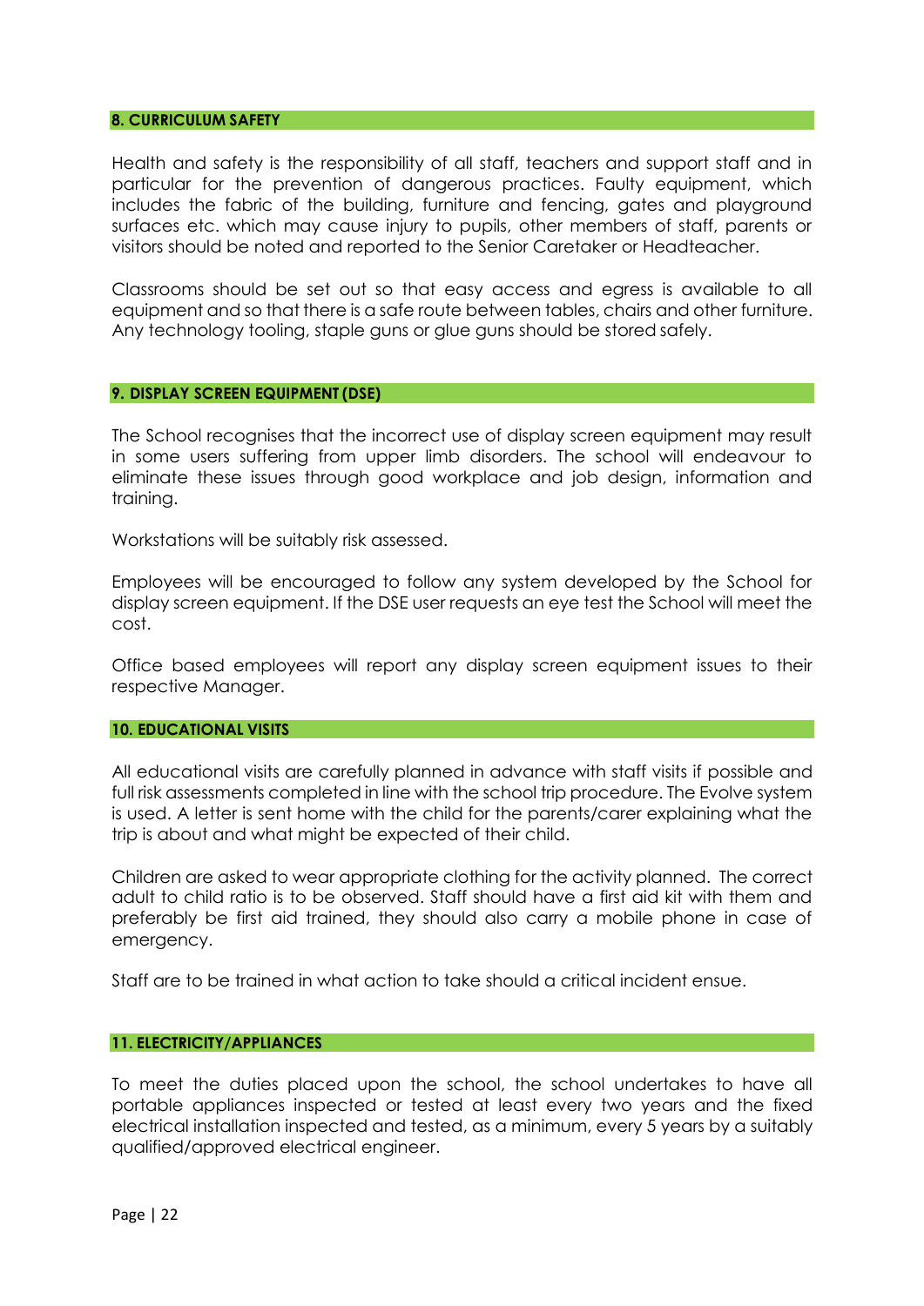## 8. CURRICULUM SAFETY

Health and safety is the responsibility of all staff, teachers and support staff and in particular for the prevention of dangerous practices. Faulty equipment, which includes the fabric of the building, furniture and fencing, gates and playground surfaces etc. which may cause injury to pupils, other members of staff, parents or visitors should be noted and reported to the Senior Caretaker or Headteacher.

Classrooms should be set out so that easy access and egress is available to all equipment and so that there is a safe route between tables, chairs and other furniture. Any technology tooling, staple guns or glue guns should be stored safely.

## 9. DISPLAY SCREEN EQUIPMENT (DSE)

The School recognises that the incorrect use of display screen equipment may result in some users suffering from upper limb disorders. The school will endeavour to eliminate these issues through good workplace and job design, information and training.

Workstations will be suitably risk assessed.

Employees will be encouraged to follow any system developed by the School for display screen equipment. If the DSE user requests an eye test the School will meet the cost.

Office based employees will report any display screen equipment issues to their respective Manager.

## 10. EDUCATIONAL VISITS

All educational visits are carefully planned in advance with staff visits if possible and full risk assessments completed in line with the school trip procedure. The Evolve system is used. A letter is sent home with the child for the parents/carer explaining what the trip is about and what might be expected of their child.

Children are asked to wear appropriate clothing for the activity planned. The correct adult to child ratio is to be observed. Staff should have a first aid kit with them and preferably be first aid trained, they should also carry a mobile phone in case of emergency.

Staff are to be trained in what action to take should a critical incident ensue.

## 11. ELECTRICITY/APPLIANCES

To meet the duties placed upon the school, the school undertakes to have all portable appliances inspected or tested at least every two years and the fixed electrical installation inspected and tested, as a minimum, every 5 years by a suitably qualified/approved electrical engineer.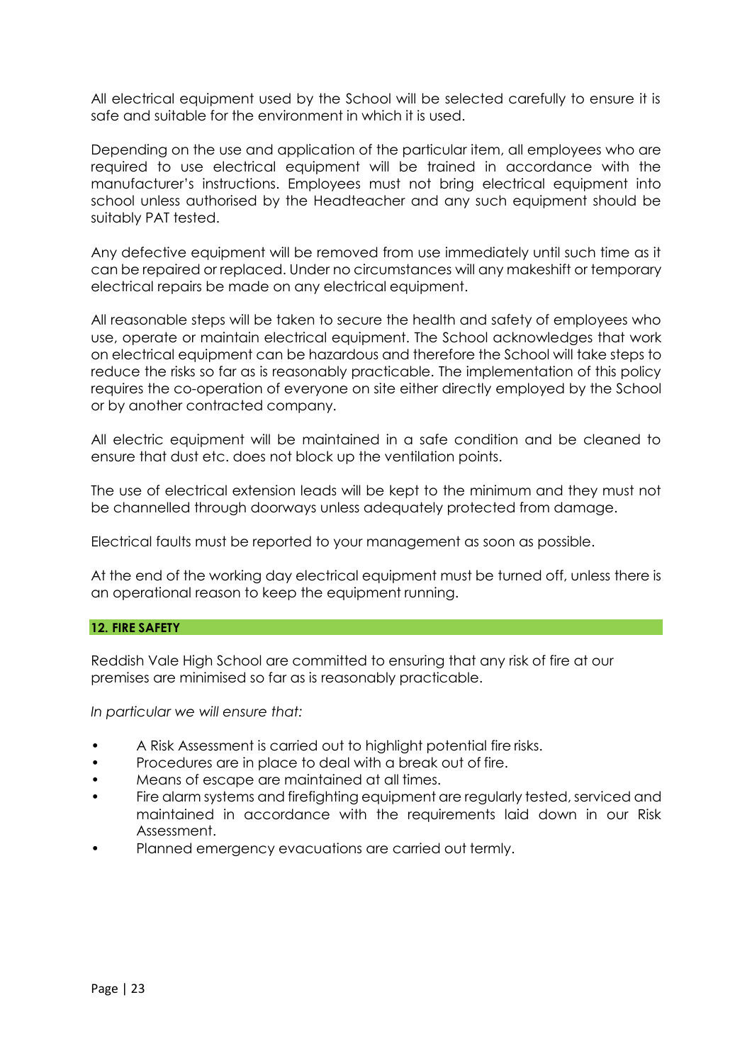All electrical equipment used by the School will be selected carefully to ensure it is safe and suitable for the environment in which it is used.

Depending on the use and application of the particular item, all employees who are required to use electrical equipment will be trained in accordance with the manufacturer's instructions. Employees must not bring electrical equipment into school unless authorised by the Headteacher and any such equipment should be suitably PAT tested.

Any defective equipment will be removed from use immediately until such time as it can be repaired or replaced. Under no circumstances will any makeshift or temporary electrical repairs be made on any electrical equipment.

All reasonable steps will be taken to secure the health and safety of employees who use, operate or maintain electrical equipment. The School acknowledges that work on electrical equipment can be hazardous and therefore the School will take steps to reduce the risks so far as is reasonably practicable. The implementation of this policy requires the co-operation of everyone on site either directly employed by the School or by another contracted company.

All electric equipment will be maintained in a safe condition and be cleaned to ensure that dust etc. does not block up the ventilation points.

The use of electrical extension leads will be kept to the minimum and they must not be channelled through doorways unless adequately protected from damage.

Electrical faults must be reported to your management as soon as possible.

At the end of the working day electrical equipment must be turned off, unless there is an operational reason to keep the equipment running.

## 12. FIRE SAFETY

Reddish Vale High School are committed to ensuring that any risk of fire at our premises are minimised so far as is reasonably practicable.

*In particular we will ensure that:*

- A Risk Assessment is carried out to highlight potential fire risks.
- Procedures are in place to deal with a break out of fire.
- Means of escape are maintained at all times.
- Fire alarm systems and firefighting equipment are regularly tested, serviced and maintained in accordance with the requirements laid down in our Risk Assessment.
- Planned emergency evacuations are carried out termly.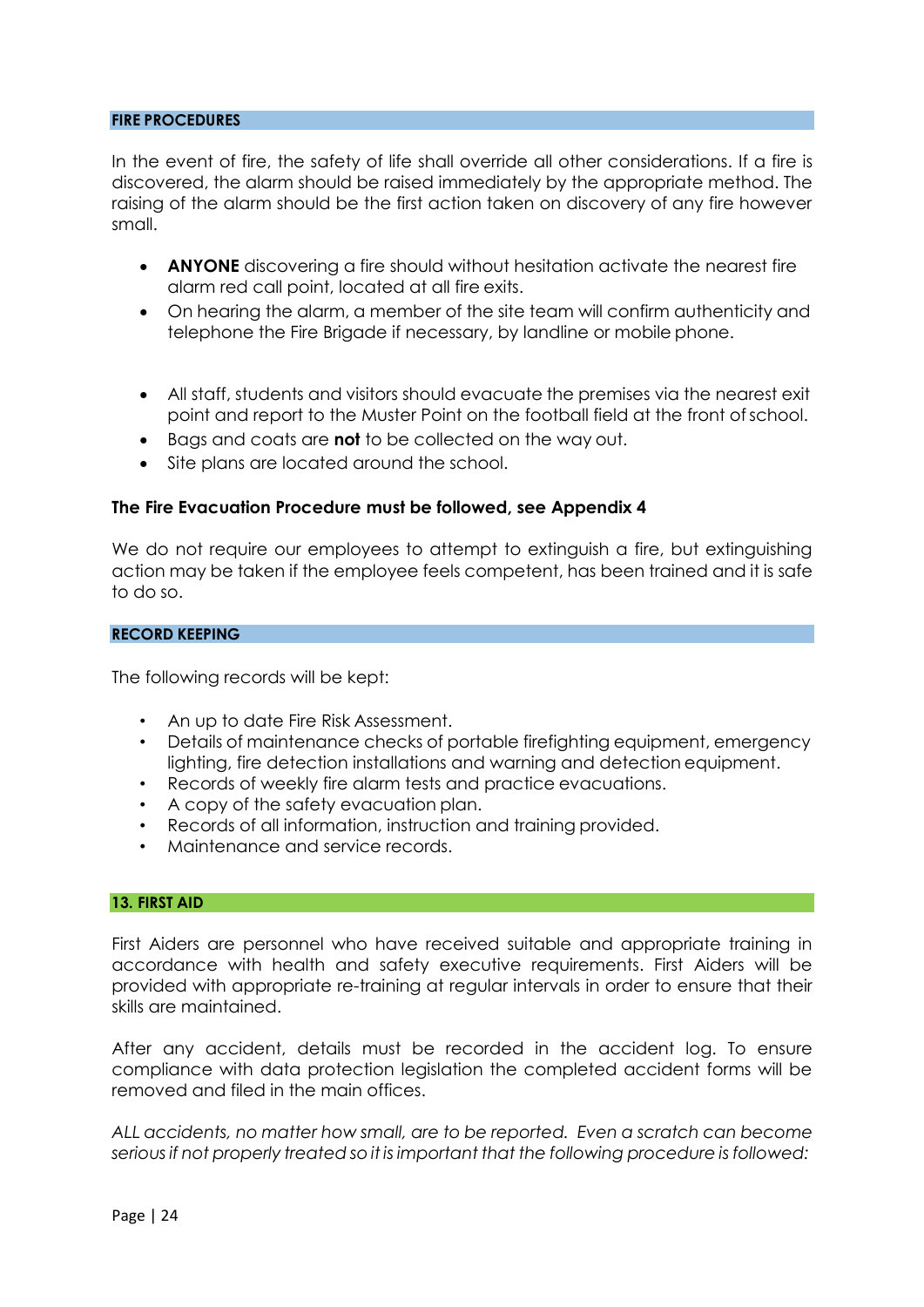## FIRE PROCEDURES

In the event of fire, the safety of life shall override all other considerations. If a fire is discovered, the alarm should be raised immediately by the appropriate method. The raising of the alarm should be the first action taken on discovery of any fire however small.

- **ANYONE** discovering a fire should without hesitation activate the nearest fire alarm red call point, located at all fire exits.
- On hearing the alarm, a member of the site team will confirm authenticity and telephone the Fire Brigade if necessary, by landline or mobile phone.

- All staff, students and visitors should evacuate the premises via the nearest exit point and report to the Muster Point on the football field at the front of school.
- Bags and coats are **not** to be collected on the way out.
- Site plans are located around the school.

**The Fire Evacuation Procedure must be followed, see Appendix 4**

We do not require our employees to attempt to extinguish a fire, but extinguishing action may be taken if the employee feels competent, has been trained and it is safe to do so.

## RECORD KEEPING

The following records will be kept:

- An up to date Fire Risk Assessment.
- Details of maintenance checks of portable firefighting equipment, emergency lighting, fire detection installations and warning and detection equipment.
- Records of weekly fire alarm tests and practice evacuations.
- A copy of the safety evacuation plan.
- Records of all information, instruction and training provided.
- Maintenance and service records.

## 13. FIRST AID

First Aiders are personnel who have received suitable and appropriate training in accordance with health and safety executive requirements. First Aiders will be provided with appropriate re-training at regular intervals in order to ensure that their skills are maintained.

After any accident, details must be recorded in the accident log. To ensure compliance with data protection legislation the completed accident forms will be removed and filed in the main offices.

*ALL accidents, no matter how small, are to be reported. Even a scratch can become serious if not properly treated so it is important that the following procedure is followed:*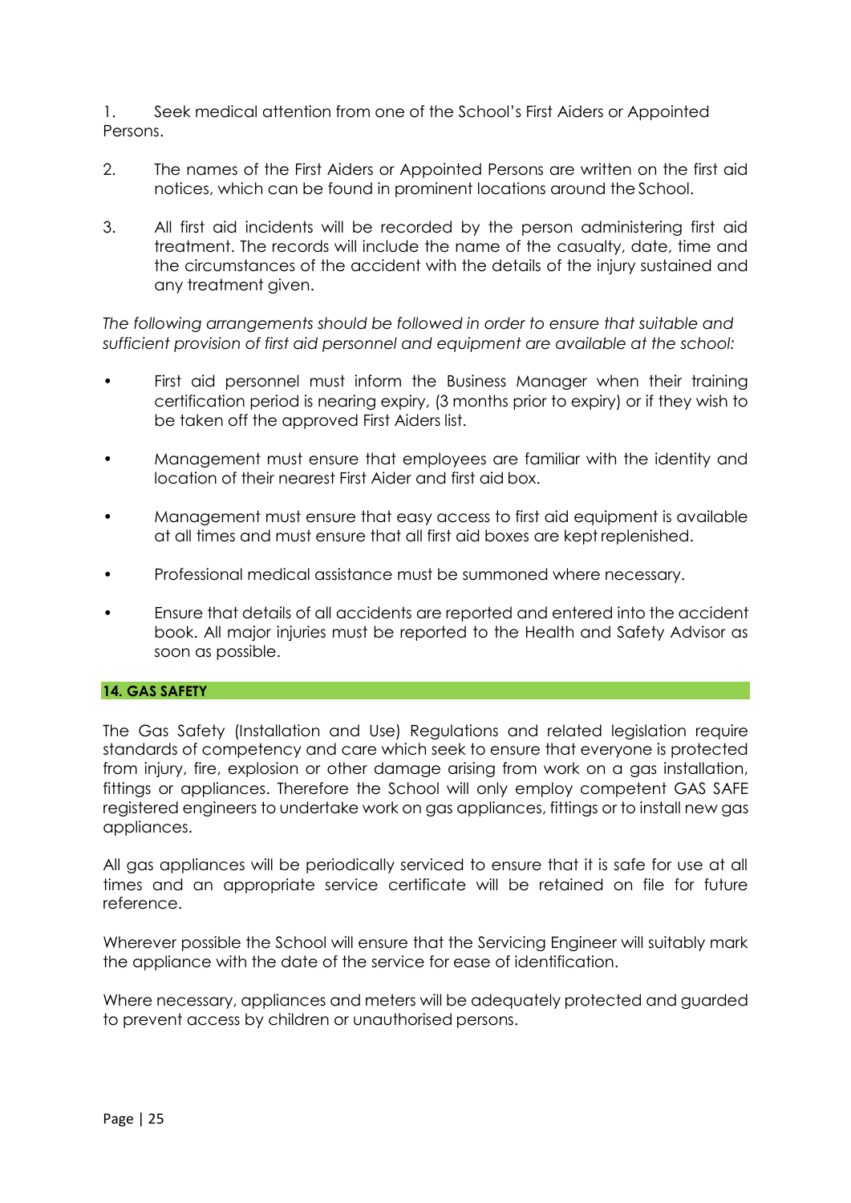1. Seek medical attention from one of the School's First Aiders or Appointed Persons.

2. The names of the First Aiders or Appointed Persons are written on the first aid notices, which can be found in prominent locations around the School.

3. All first aid incidents will be recorded by the person administering first aid treatment. The records will include the name of the casualty, date, time and the circumstances of the accident with the details of the injury sustained and any treatment given.

*The following arrangements should be followed in order to ensure that suitable and sufficient provision of first aid personnel and equipment are available at the school:*

- First aid personnel must inform the Business Manager when their training certification period is nearing expiry, (3 months prior to expiry) or if they wish to be taken off the approved First Aiders list.
- Management must ensure that employees are familiar with the identity and location of their nearest First Aider and first aid box.
- Management must ensure that easy access to first aid equipment is available at all times and must ensure that all first aid boxes are kept replenished.
- Professional medical assistance must be summoned where necessary.
- Ensure that details of all accidents are reported and entered into the accident book. All major injuries must be reported to the Health and Safety Advisor as soon as possible.

## 14. GAS SAFETY

The Gas Safety (Installation and Use) Regulations and related legislation require standards of competency and care which seek to ensure that everyone is protected from injury, fire, explosion or other damage arising from work on a gas installation, fittings or appliances. Therefore the School will only employ competent GAS SAFE registered engineers to undertake work on gas appliances, fittings or to install new gas appliances.

All gas appliances will be periodically serviced to ensure that it is safe for use at all times and an appropriate service certificate will be retained on file for future reference.

Wherever possible the School will ensure that the Servicing Engineer will suitably mark the appliance with the date of the service for ease of identification.

Where necessary, appliances and meters will be adequately protected and guarded to prevent access by children or unauthorised persons.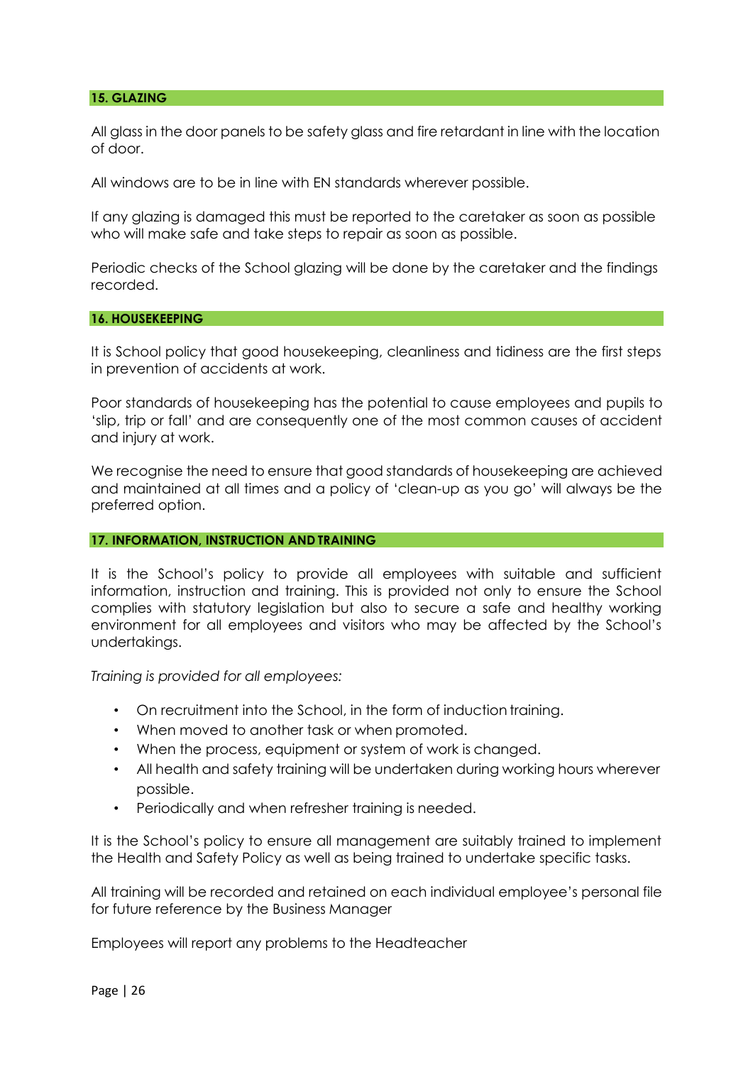## 15. GLAZING

All glass in the door panels to be safety glass and fire retardant in line with the location of door.

All windows are to be in line with EN standards wherever possible.

If any glazing is damaged this must be reported to the caretaker as soon as possible who will make safe and take steps to repair as soon as possible.

Periodic checks of the School glazing will be done by the caretaker and the findings recorded.

## 16. HOUSEKEEPING

It is School policy that good housekeeping, cleanliness and tidiness are the first steps in prevention of accidents at work.

Poor standards of housekeeping has the potential to cause employees and pupils to 'slip, trip or fall' and are consequently one of the most common causes of accident and injury at work.

We recognise the need to ensure that good standards of housekeeping are achieved and maintained at all times and a policy of 'clean-up as you go' will always be the preferred option.

## 17. INFORMATION, INSTRUCTION AND TRAINING

It is the School's policy to provide all employees with suitable and sufficient information, instruction and training. This is provided not only to ensure the School complies with statutory legislation but also to secure a safe and healthy working environment for all employees and visitors who may be affected by the School's undertakings.

*Training is provided for all employees:*

- On recruitment into the School, in the form of induction training.
- When moved to another task or when promoted.
- When the process, equipment or system of work is changed.
- All health and safety training will be undertaken during working hours wherever possible.
- Periodically and when refresher training is needed.

It is the School's policy to ensure all management are suitably trained to implement the Health and Safety Policy as well as being trained to undertake specific tasks.

All training will be recorded and retained on each individual employee's personal file for future reference by the Business Manager

Employees will report any problems to the Headteacher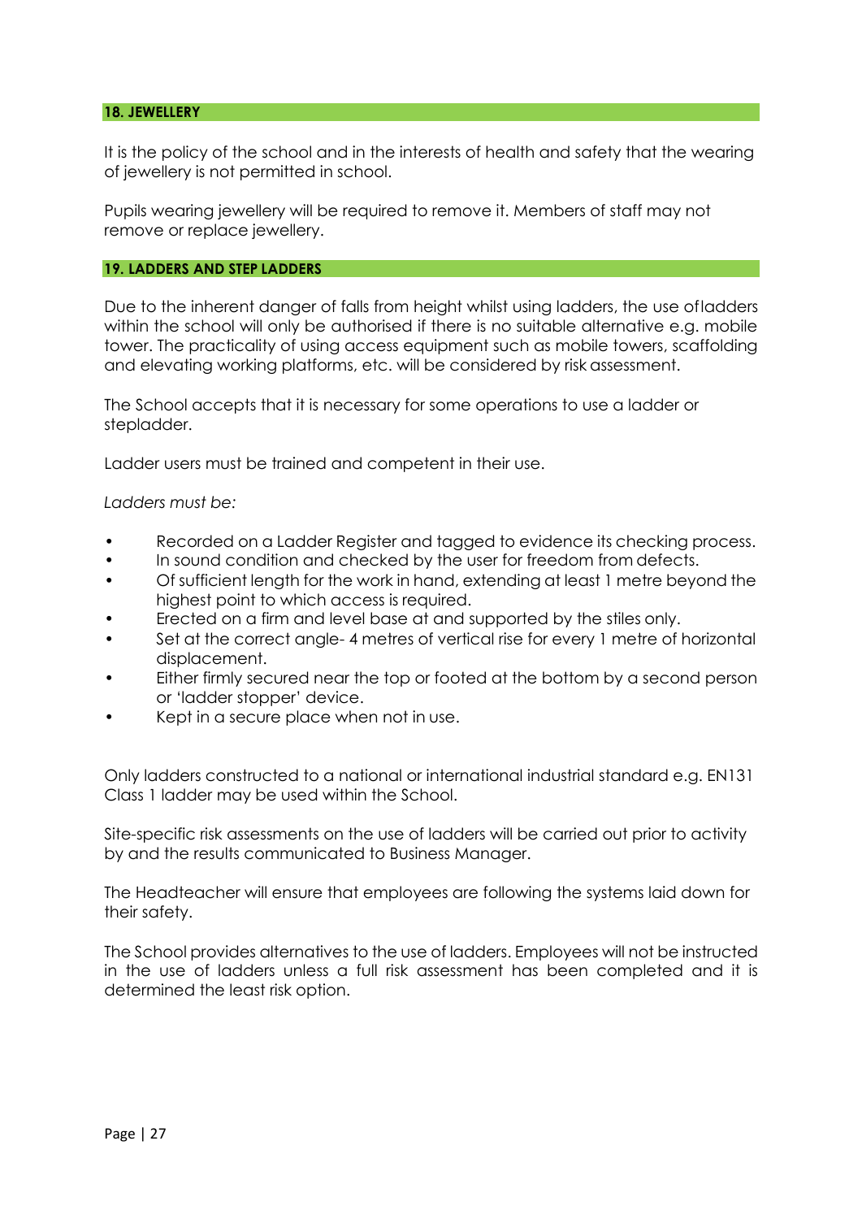## 18. JEWELLERY

It is the policy of the school and in the interests of health and safety that the wearing of jewellery is not permitted in school.

Pupils wearing jewellery will be required to remove it. Members of staff may not remove or replace jewellery.

## 19. LADDERS AND STEP LADDERS

Due to the inherent danger of falls from height whilst using ladders, the use ofladders within the school will only be authorised if there is no suitable alternative e.g. mobile tower. The practicality of using access equipment such as mobile towers, scaffolding and elevating working platforms, etc. will be considered by risk assessment.

The School accepts that it is necessary for some operations to use a ladder or stepladder.

Ladder users must be trained and competent in their use.

*Ladders must be:*

- Recorded on a Ladder Register and tagged to evidence its checking process.
- In sound condition and checked by the user for freedom from defects.
- Of sufficient length for the work in hand, extending at least 1 metre beyond the highest point to which access is required.
- Erected on a firm and level base at and supported by the stiles only.
- Set at the correct angle- 4 metres of vertical rise for every 1 metre of horizontal displacement.
- Either firmly secured near the top or footed at the bottom by a second person or 'ladder stopper' device.
- Kept in a secure place when not in use.

Only ladders constructed to a national or international industrial standard e.g. EN131 Class 1 ladder may be used within the School.

Site-specific risk assessments on the use of ladders will be carried out prior to activity by and the results communicated to Business Manager.

The Headteacher will ensure that employees are following the systems laid down for their safety.

The School provides alternatives to the use of ladders. Employees will not be instructed in the use of ladders unless a full risk assessment has been completed and it is determined the least risk option.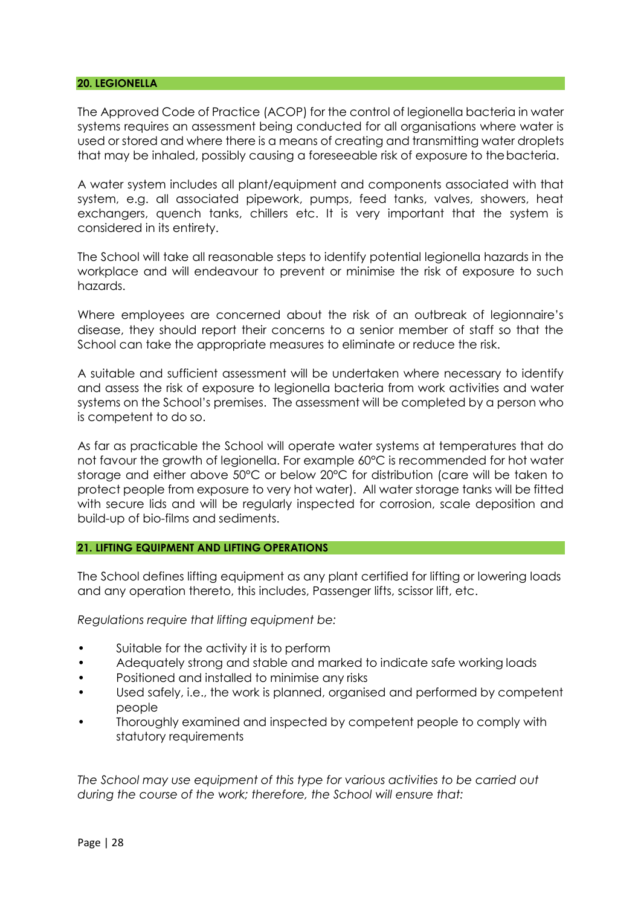## 20. LEGIONELLA

The Approved Code of Practice (ACOP) for the control of legionella bacteria in water systems requires an assessment being conducted for all organisations where water is used or stored and where there is a means of creating and transmitting water droplets that may be inhaled, possibly causing a foreseeable risk of exposure to the bacteria.

A water system includes all plant/equipment and components associated with that system, e.g. all associated pipework, pumps, feed tanks, valves, showers, heat exchangers, quench tanks, chillers etc. It is very important that the system is considered in its entirety.

The School will take all reasonable steps to identify potential legionella hazards in the workplace and will endeavour to prevent or minimise the risk of exposure to such hazards.

Where employees are concerned about the risk of an outbreak of legionnaire's disease, they should report their concerns to a senior member of staff so that the School can take the appropriate measures to eliminate or reduce the risk.

A suitable and sufficient assessment will be undertaken where necessary to identify and assess the risk of exposure to legionella bacteria from work activities and water systems on the School's premises. The assessment will be completed by a person who is competent to do so.

As far as practicable the School will operate water systems at temperatures that do not favour the growth of legionella. For example 60°C is recommended for hot water storage and either above 50°C or below 20°C for distribution (care will be taken to protect people from exposure to very hot water). All water storage tanks will be fitted with secure lids and will be regularly inspected for corrosion, scale deposition and build-up of bio-films and sediments.

## 21. LIFTING EQUIPMENT AND LIFTING OPERATIONS

The School defines lifting equipment as any plant certified for lifting or lowering loads and any operation thereto, this includes, Passenger lifts, scissor lift, etc.

*Regulations require that lifting equipment be:*

- Suitable for the activity it is to perform
- Adequately strong and stable and marked to indicate safe working loads
- Positioned and installed to minimise any risks
- Used safely, i.e., the work is planned, organised and performed by competent people
- Thoroughly examined and inspected by competent people to comply with statutory requirements

*The School may use equipment of this type for various activities to be carried out during the course of the work; therefore, the School will ensure that:*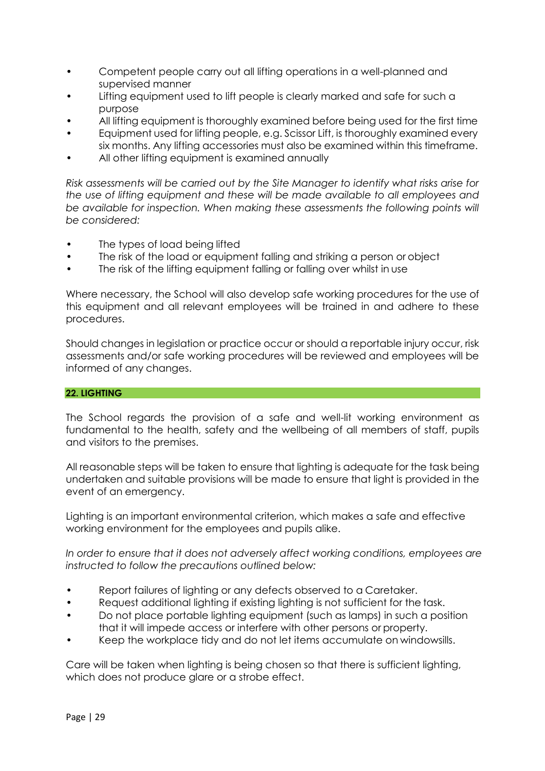- Competent people carry out all lifting operations in a well-planned and supervised manner
- Lifting equipment used to lift people is clearly marked and safe for such a purpose
- All lifting equipment is thoroughly examined before being used for the first time
- Equipment used for lifting people, e.g. Scissor Lift, is thoroughly examined every six months. Any lifting accessories must also be examined within this timeframe.
- All other lifting equipment is examined annually

*Risk assessments will be carried out by the Site Manager to identify what risks arise for the use of lifting equipment and these will be made available to all employees and be available for inspection. When making these assessments the following points will be considered:*

- The types of load being lifted
- The risk of the load or equipment falling and striking a person or object
- The risk of the lifting equipment falling or falling over whilst in use

Where necessary, the School will also develop safe working procedures for the use of this equipment and all relevant employees will be trained in and adhere to these procedures.

Should changes in legislation or practice occur or should a reportable injury occur, risk assessments and/or safe working procedures will be reviewed and employees will be informed of any changes.

## 22. LIGHTING

The School regards the provision of a safe and well-lit working environment as fundamental to the health, safety and the wellbeing of all members of staff, pupils and visitors to the premises.

All reasonable steps will be taken to ensure that lighting is adequate for the task being undertaken and suitable provisions will be made to ensure that light is provided in the event of an emergency.

Lighting is an important environmental criterion, which makes a safe and effective working environment for the employees and pupils alike.

*In order to ensure that it does not adversely affect working conditions, employees are instructed to follow the precautions outlined below:*

- Report failures of lighting or any defects observed to a Caretaker.
- Request additional lighting if existing lighting is not sufficient for the task.
- Do not place portable lighting equipment (such as lamps) in such a position that it will impede access or interfere with other persons or property.
- Keep the workplace tidy and do not let items accumulate on windowsills.

Care will be taken when lighting is being chosen so that there is sufficient lighting, which does not produce glare or a strobe effect.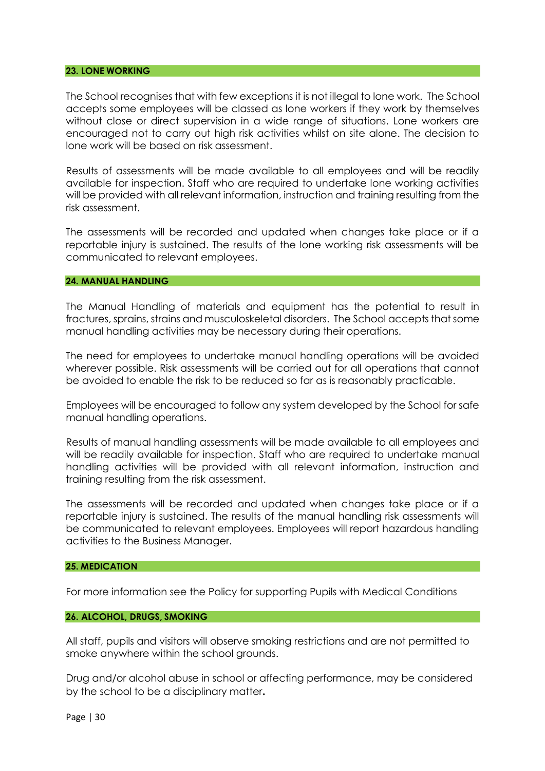## 23. LONE WORKING

The School recognises that with few exceptions it is not illegal to lone work. The School accepts some employees will be classed as lone workers if they work by themselves without close or direct supervision in a wide range of situations. Lone workers are encouraged not to carry out high risk activities whilst on site alone. The decision to lone work will be based on risk assessment.

Results of assessments will be made available to all employees and will be readily available for inspection. Staff who are required to undertake lone working activities will be provided with all relevant information, instruction and training resulting from the risk assessment.

The assessments will be recorded and updated when changes take place or if a reportable injury is sustained. The results of the lone working risk assessments will be communicated to relevant employees.

## 24. MANUAL HANDLING

The Manual Handling of materials and equipment has the potential to result in fractures, sprains, strains and musculoskeletal disorders. The School accepts that some manual handling activities may be necessary during their operations.

The need for employees to undertake manual handling operations will be avoided wherever possible. Risk assessments will be carried out for all operations that cannot be avoided to enable the risk to be reduced so far as is reasonably practicable.

Employees will be encouraged to follow any system developed by the School for safe manual handling operations.

Results of manual handling assessments will be made available to all employees and will be readily available for inspection. Staff who are required to undertake manual handling activities will be provided with all relevant information, instruction and training resulting from the risk assessment.

The assessments will be recorded and updated when changes take place or if a reportable injury is sustained. The results of the manual handling risk assessments will be communicated to relevant employees. Employees will report hazardous handling activities to the Business Manager.

## 25. MEDICATION

For more information see the Policy for supporting Pupils with Medical Conditions

## 26. ALCOHOL, DRUGS, SMOKING

All staff, pupils and visitors will observe smoking restrictions and are not permitted to smoke anywhere within the school grounds.

Drug and/or alcohol abuse in school or affecting performance, may be considered by the school to be a disciplinary matter.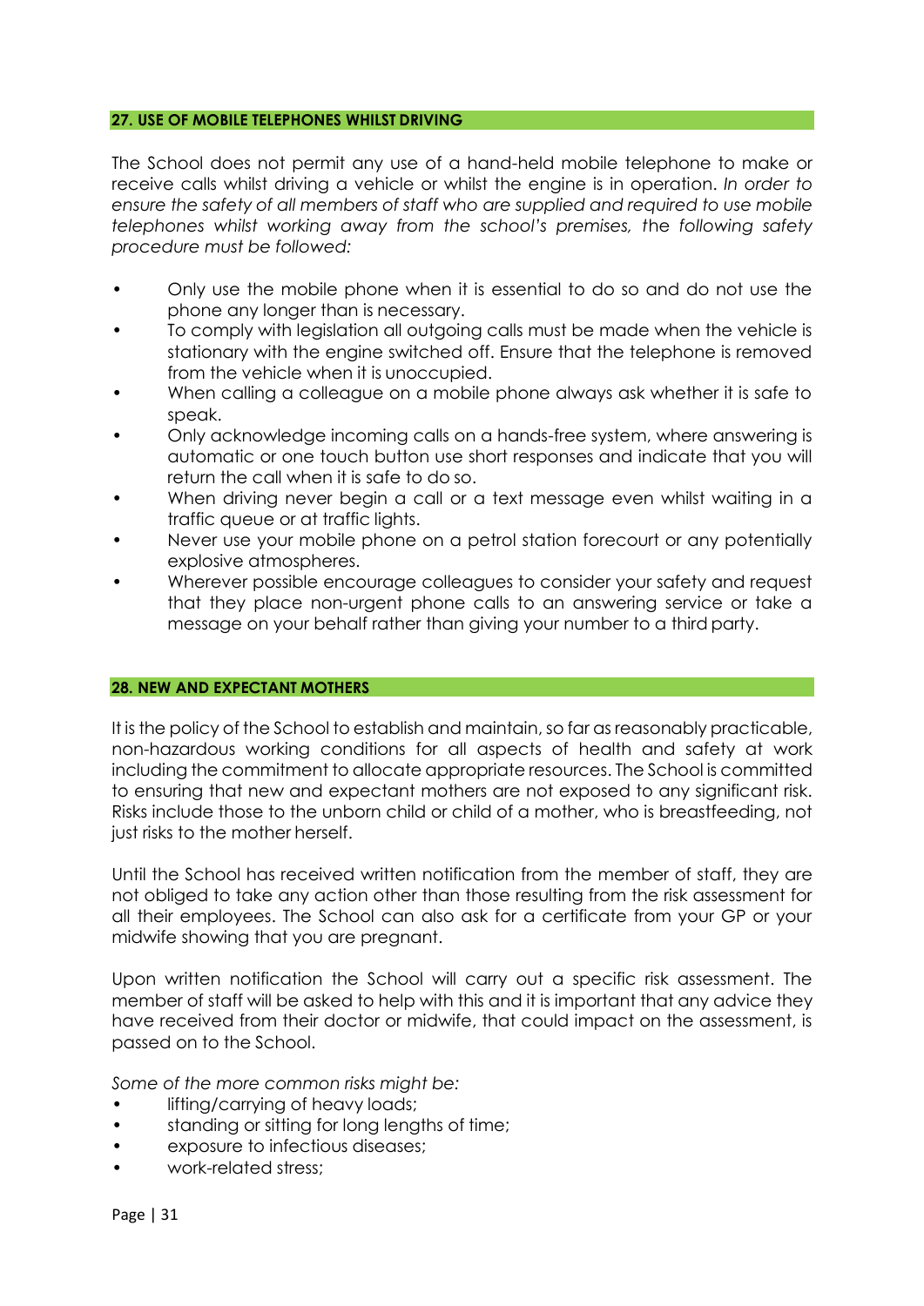## 27. USE OF MOBILE TELEPHONES WHILST DRIVING

The School does not permit any use of a hand-held mobile telephone to make or receive calls whilst driving a vehicle or whilst the engine is in operation. *In order to ensure the safety of all members of staff who are supplied and required to use mobile telephones whilst working away from the school's premises, the following safety procedure must be followed:*

- Only use the mobile phone when it is essential to do so and do not use the phone any longer than is necessary.
- To comply with legislation all outgoing calls must be made when the vehicle is stationary with the engine switched off. Ensure that the telephone is removed from the vehicle when it is unoccupied.
- When calling a colleague on a mobile phone always ask whether it is safe to speak.
- Only acknowledge incoming calls on a hands-free system, where answering is automatic or one touch button use short responses and indicate that you will return the call when it is safe to do so.
- When driving never begin a call or a text message even whilst waiting in a traffic queue or at traffic lights.
- Never use your mobile phone on a petrol station forecourt or any potentially explosive atmospheres.
- Wherever possible encourage colleagues to consider your safety and request that they place non-urgent phone calls to an answering service or take a message on your behalf rather than giving your number to a third party.

## 28. NEW AND EXPECTANT MOTHERS

It is the policy of the School to establish and maintain, so far as reasonably practicable, non-hazardous working conditions for all aspects of health and safety at work including the commitment to allocate appropriate resources. The School is committed to ensuring that new and expectant mothers are not exposed to any significant risk. Risks include those to the unborn child or child of a mother, who is breastfeeding, not just risks to the mother herself.

Until the School has received written notification from the member of staff, they are not obliged to take any action other than those resulting from the risk assessment for all their employees. The School can also ask for a certificate from your GP or your midwife showing that you are pregnant.

Upon written notification the School will carry out a specific risk assessment. The member of staff will be asked to help with this and it is important that any advice they have received from their doctor or midwife, that could impact on the assessment, is passed on to the School.

*Some of the more common risks might be:*

- lifting/carrying of heavy loads;
- standing or sitting for long lengths of time;
- exposure to infectious diseases;
- work-related stress;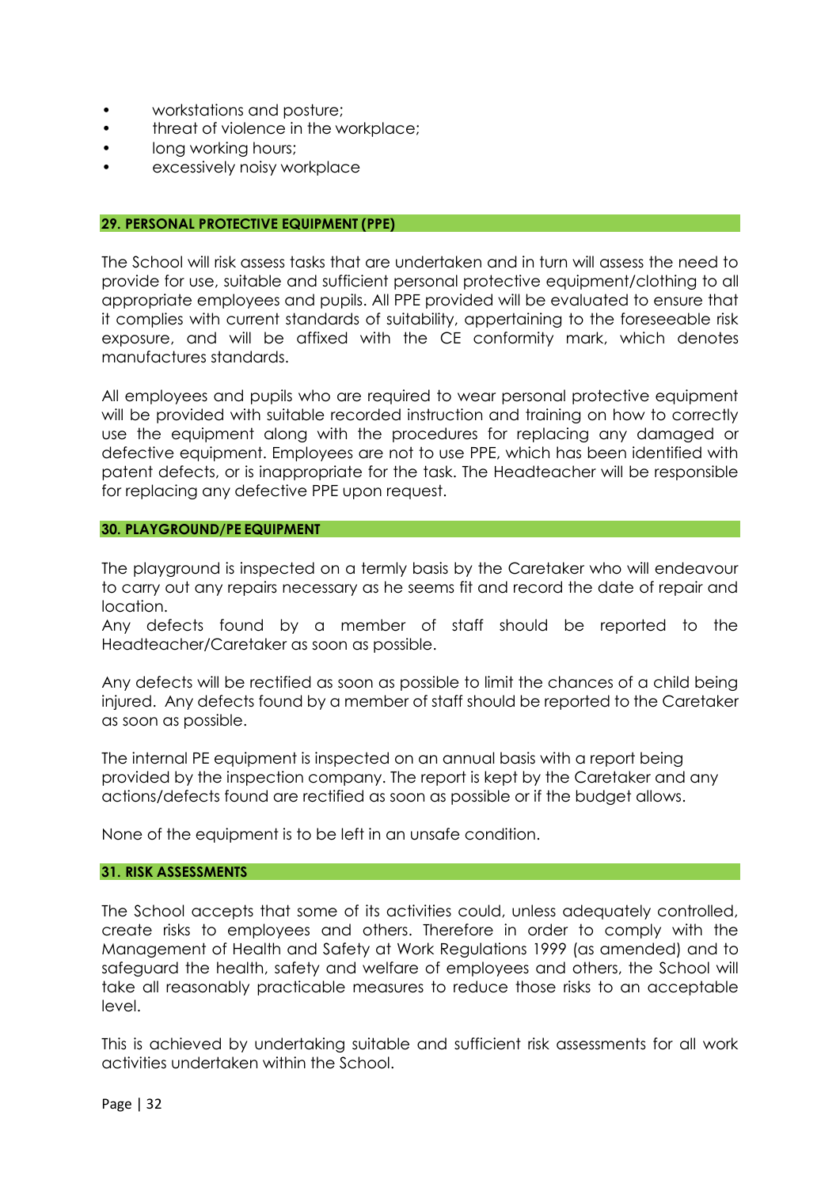- workstations and posture;
- threat of violence in the workplace;
- long working hours;
- excessively noisy workplace

## 29. PERSONAL PROTECTIVE EQUIPMENT (PPE)

The School will risk assess tasks that are undertaken and in turn will assess the need to provide for use, suitable and sufficient personal protective equipment/clothing to all appropriate employees and pupils. All PPE provided will be evaluated to ensure that it complies with current standards of suitability, appertaining to the foreseeable risk exposure, and will be affixed with the CE conformity mark, which denotes manufactures standards.

All employees and pupils who are required to wear personal protective equipment will be provided with suitable recorded instruction and training on how to correctly use the equipment along with the procedures for replacing any damaged or defective equipment. Employees are not to use PPE, which has been identified with patent defects, or is inappropriate for the task. The Headteacher will be responsible for replacing any defective PPE upon request.

## 30. PLAYGROUND/PE EQUIPMENT

The playground is inspected on a termly basis by the Caretaker who will endeavour to carry out any repairs necessary as he seems fit and record the date of repair and location.
Any defects found by a member of staff should be reported to the Headteacher/Caretaker as soon as possible.

Any defects will be rectified as soon as possible to limit the chances of a child being injured. Any defects found by a member of staff should be reported to the Caretaker as soon as possible.

The internal PE equipment is inspected on an annual basis with a report being provided by the inspection company. The report is kept by the Caretaker and any actions/defects found are rectified as soon as possible or if the budget allows.

None of the equipment is to be left in an unsafe condition.

## 31. RISK ASSESSMENTS

The School accepts that some of its activities could, unless adequately controlled, create risks to employees and others. Therefore in order to comply with the Management of Health and Safety at Work Regulations 1999 (as amended) and to safeguard the health, safety and welfare of employees and others, the School will take all reasonably practicable measures to reduce those risks to an acceptable level.

This is achieved by undertaking suitable and sufficient risk assessments for all work activities undertaken within the School.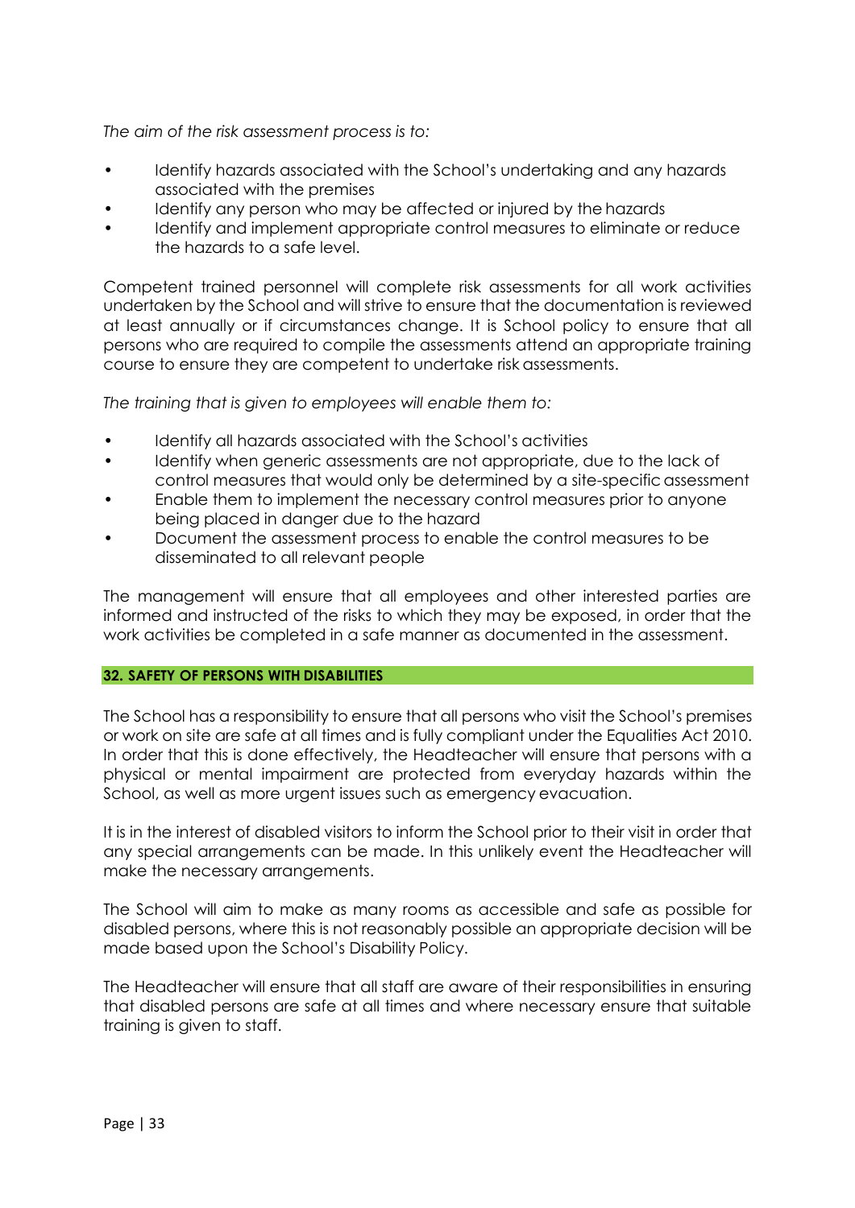*The aim of the risk assessment process is to:*

- Identify hazards associated with the School's undertaking and any hazards associated with the premises
- Identify any person who may be affected or injured by the hazards
- Identify and implement appropriate control measures to eliminate or reduce the hazards to a safe level.

Competent trained personnel will complete risk assessments for all work activities undertaken by the School and will strive to ensure that the documentation is reviewed at least annually or if circumstances change. It is School policy to ensure that all persons who are required to compile the assessments attend an appropriate training course to ensure they are competent to undertake risk assessments.

*The training that is given to employees will enable them to:*

- Identify all hazards associated with the School's activities
- Identify when generic assessments are not appropriate, due to the lack of control measures that would only be determined by a site-specific assessment
- Enable them to implement the necessary control measures prior to anyone being placed in danger due to the hazard
- Document the assessment process to enable the control measures to be disseminated to all relevant people

The management will ensure that all employees and other interested parties are informed and instructed of the risks to which they may be exposed, in order that the work activities be completed in a safe manner as documented in the assessment.

## 32. SAFETY OF PERSONS WITH DISABILITIES

The School has a responsibility to ensure that all persons who visit the School's premises or work on site are safe at all times and is fully compliant under the Equalities Act 2010. In order that this is done effectively, the Headteacher will ensure that persons with a physical or mental impairment are protected from everyday hazards within the School, as well as more urgent issues such as emergency evacuation.

It is in the interest of disabled visitors to inform the School prior to their visit in order that any special arrangements can be made. In this unlikely event the Headteacher will make the necessary arrangements.

The School will aim to make as many rooms as accessible and safe as possible for disabled persons, where this is not reasonably possible an appropriate decision will be made based upon the School's Disability Policy.

The Headteacher will ensure that all staff are aware of their responsibilities in ensuring that disabled persons are safe at all times and where necessary ensure that suitable training is given to staff.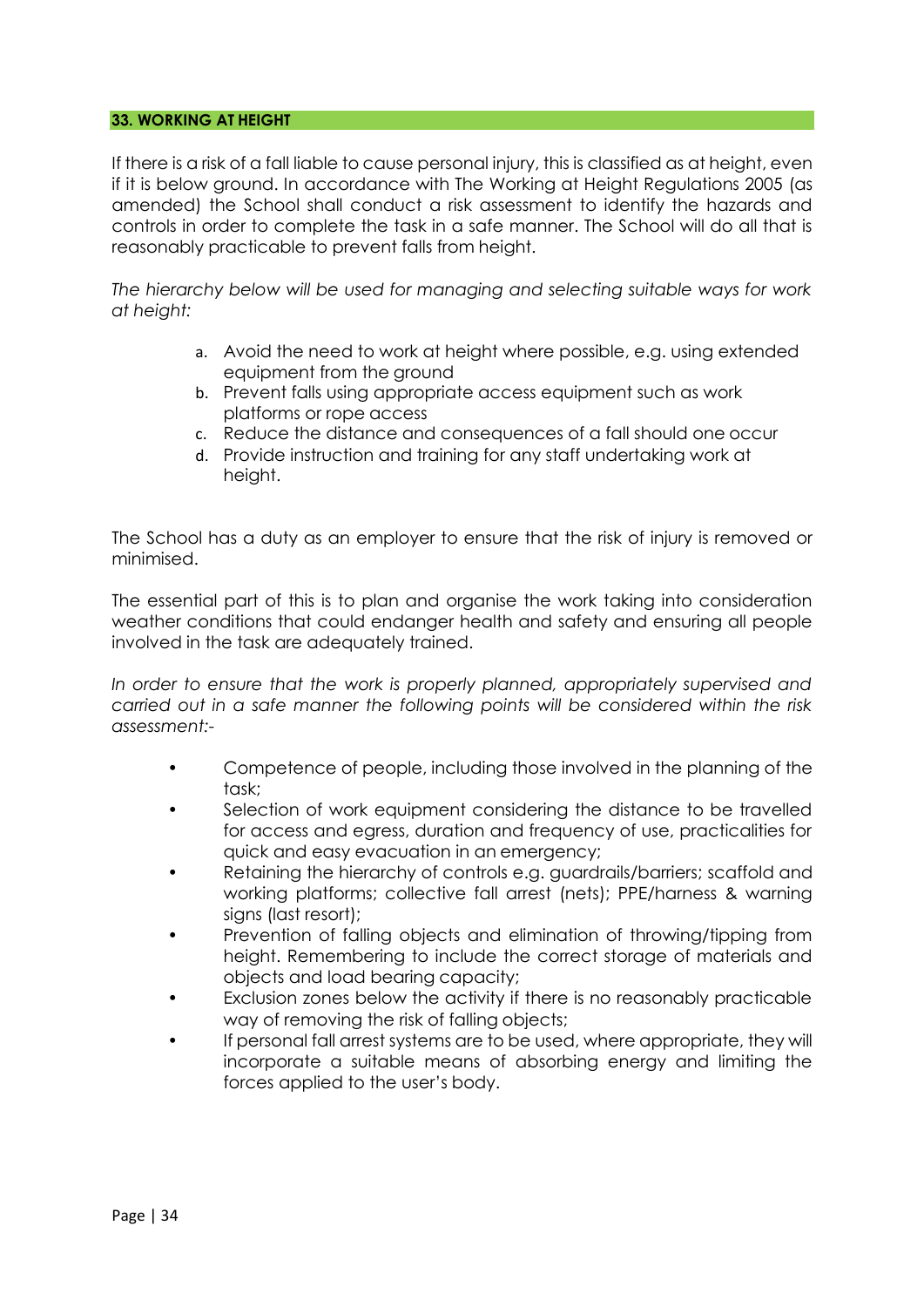## 33. WORKING AT HEIGHT

If there is a risk of a fall liable to cause personal injury, this is classified as at height, even if it is below ground. In accordance with The Working at Height Regulations 2005 (as amended) the School shall conduct a risk assessment to identify the hazards and controls in order to complete the task in a safe manner. The School will do all that is reasonably practicable to prevent falls from height.

*The hierarchy below will be used for managing and selecting suitable ways for work at height:*

a. Avoid the need to work at height where possible, e.g. using extended equipment from the ground
b. Prevent falls using appropriate access equipment such as work platforms or rope access
c. Reduce the distance and consequences of a fall should one occur
d. Provide instruction and training for any staff undertaking work at height.

The School has a duty as an employer to ensure that the risk of injury is removed or minimised.

The essential part of this is to plan and organise the work taking into consideration weather conditions that could endanger health and safety and ensuring all people involved in the task are adequately trained.

*In order to ensure that the work is properly planned, appropriately supervised and carried out in a safe manner the following points will be considered within the risk assessment:-*

- Competence of people, including those involved in the planning of the task;
- Selection of work equipment considering the distance to be travelled for access and egress, duration and frequency of use, practicalities for quick and easy evacuation in an emergency;
- Retaining the hierarchy of controls e.g. guardrails/barriers; scaffold and working platforms; collective fall arrest (nets); PPE/harness & warning signs (last resort);
- Prevention of falling objects and elimination of throwing/tipping from height. Remembering to include the correct storage of materials and objects and load bearing capacity;
- Exclusion zones below the activity if there is no reasonably practicable way of removing the risk of falling objects;
- If personal fall arrest systems are to be used, where appropriate, they will incorporate a suitable means of absorbing energy and limiting the forces applied to the user's body.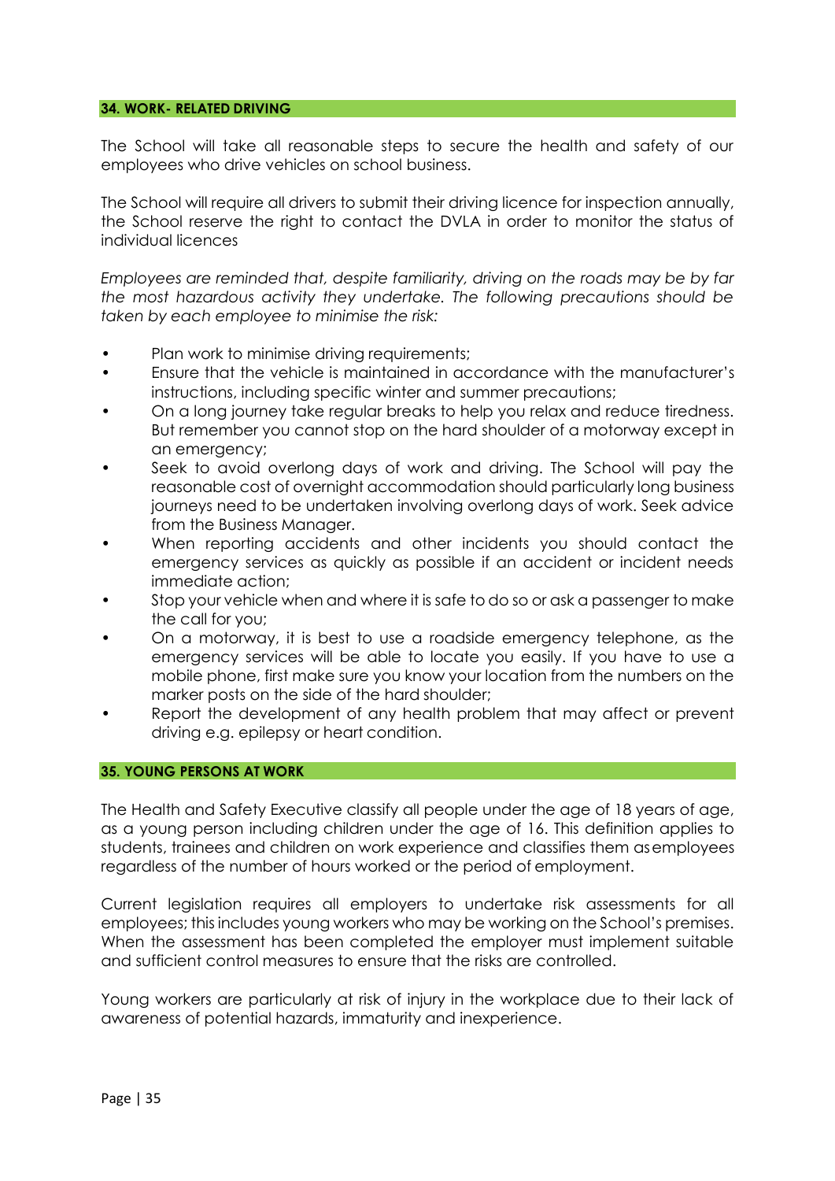## 34. WORK- RELATED DRIVING

The School will take all reasonable steps to secure the health and safety of our employees who drive vehicles on school business.

The School will require all drivers to submit their driving licence for inspection annually, the School reserve the right to contact the DVLA in order to monitor the status of individual licences

*Employees are reminded that, despite familiarity, driving on the roads may be by far the most hazardous activity they undertake. The following precautions should be taken by each employee to minimise the risk:*

- Plan work to minimise driving requirements;
- Ensure that the vehicle is maintained in accordance with the manufacturer's instructions, including specific winter and summer precautions;
- On a long journey take regular breaks to help you relax and reduce tiredness. But remember you cannot stop on the hard shoulder of a motorway except in an emergency;
- Seek to avoid overlong days of work and driving. The School will pay the reasonable cost of overnight accommodation should particularly long business journeys need to be undertaken involving overlong days of work. Seek advice from the Business Manager.
- When reporting accidents and other incidents you should contact the emergency services as quickly as possible if an accident or incident needs immediate action;
- Stop your vehicle when and where it is safe to do so or ask a passenger to make the call for you;
- On a motorway, it is best to use a roadside emergency telephone, as the emergency services will be able to locate you easily. If you have to use a mobile phone, first make sure you know your location from the numbers on the marker posts on the side of the hard shoulder;
- Report the development of any health problem that may affect or prevent driving e.g. epilepsy or heart condition.

## 35. YOUNG PERSONS AT WORK

The Health and Safety Executive classify all people under the age of 18 years of age, as a young person including children under the age of 16. This definition applies to students, trainees and children on work experience and classifies them as employees regardless of the number of hours worked or the period of employment.

Current legislation requires all employers to undertake risk assessments for all employees; this includes young workers who may be working on the School's premises. When the assessment has been completed the employer must implement suitable and sufficient control measures to ensure that the risks are controlled.

Young workers are particularly at risk of injury in the workplace due to their lack of awareness of potential hazards, immaturity and inexperience.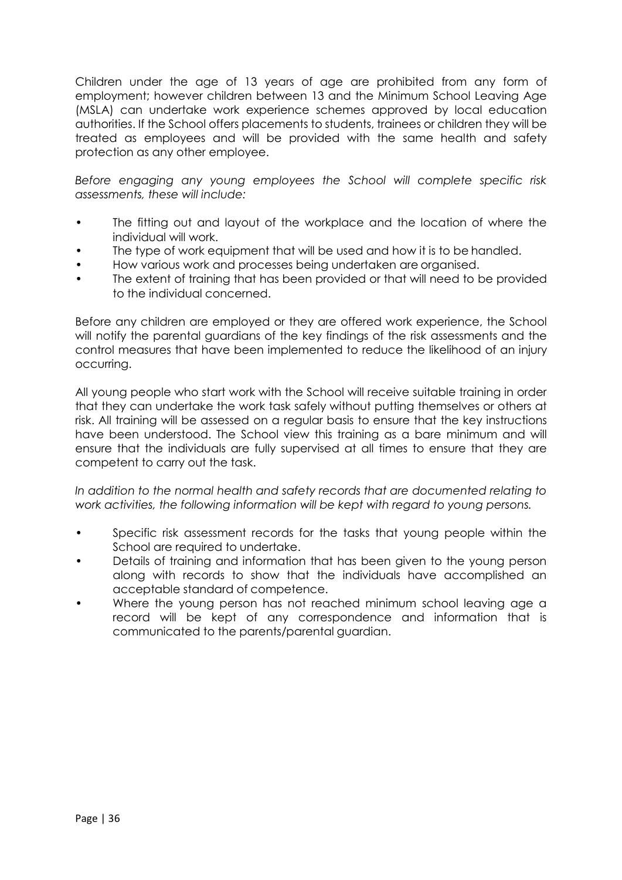Children under the age of 13 years of age are prohibited from any form of employment; however children between 13 and the Minimum School Leaving Age (MSLA) can undertake work experience schemes approved by local education authorities. If the School offers placements to students, trainees or children they will be treated as employees and will be provided with the same health and safety protection as any other employee.

*Before engaging any young employees the School will complete specific risk assessments, these will include:*

- The fitting out and layout of the workplace and the location of where the individual will work.
- The type of work equipment that will be used and how it is to be handled.
- How various work and processes being undertaken are organised.
- The extent of training that has been provided or that will need to be provided to the individual concerned.

Before any children are employed or they are offered work experience, the School will notify the parental guardians of the key findings of the risk assessments and the control measures that have been implemented to reduce the likelihood of an injury occurring.

All young people who start work with the School will receive suitable training in order that they can undertake the work task safely without putting themselves or others at risk. All training will be assessed on a regular basis to ensure that the key instructions have been understood. The School view this training as a bare minimum and will ensure that the individuals are fully supervised at all times to ensure that they are competent to carry out the task.

*In addition to the normal health and safety records that are documented relating to work activities, the following information will be kept with regard to young persons.*

- Specific risk assessment records for the tasks that young people within the School are required to undertake.
- Details of training and information that has been given to the young person along with records to show that the individuals have accomplished an acceptable standard of competence.
- Where the young person has not reached minimum school leaving age a record will be kept of any correspondence and information that is communicated to the parents/parental guardian.